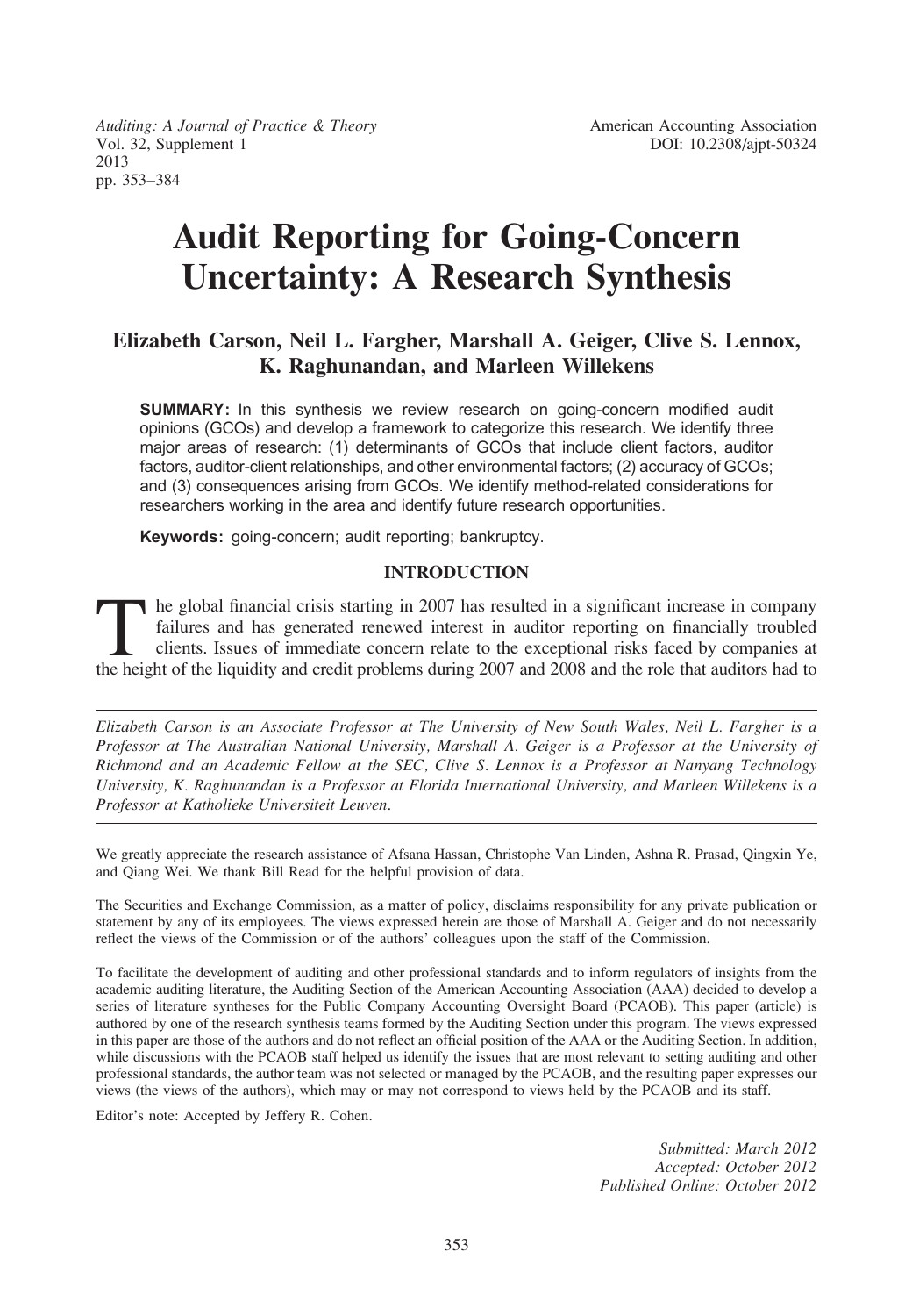# Audit Reporting for Going-Concern Uncertainty: A Research Synthesis

## Elizabeth Carson, Neil L. Fargher, Marshall A. Geiger, Clive S. Lennox, K. Raghunandan, and Marleen Willekens

**SUMMARY:** In this synthesis we review research on going-concern modified audit opinions (GCOs) and develop a framework to categorize this research. We identify three major areas of research: (1) determinants of GCOs that include client factors, auditor factors, auditor-client relationships, and other environmental factors; (2) accuracy of GCOs; and (3) consequences arising from GCOs. We identify method-related considerations for researchers working in the area and identify future research opportunities.

**Keywords:** going-concern; audit reporting; bankruptcy.

## INTRODUCTION

The global financial crisis starting in 2007 has resulted in a significant increase in company failures and has generated renewed interest in auditor reporting on financially troubled clients. Issues of immediate concern relate to the exceptional risks faced by companies at the height of the liquidity and credit problems during 2007 and 2008 and the role that auditors had to

---

*Elizabeth Carson is an Associate Professor at The University of New South Wales, Neil L. Fargher is a Professor at The Australian National University, Marshall A. Geiger is a Professor at the University of Richmond and an Academic Fellow at the SEC, Clive S. Lennox is a Professor at Nanyang Technology University, K. Raghunandan is a Professor at Florida International University, and Marleen Willekens is a Professor at Katholieke Universiteit Leuven.*

---

We greatly appreciate the research assistance of Afsana Hassan, Christophe Van Linden, Ashna R. Prasad, Qingxin Ye, and Qiang Wei. We thank Bill Read for the helpful provision of data.

The Securities and Exchange Commission, as a matter of policy, disclaims responsibility for any private publication or statement by any of its employees. The views expressed herein are those of Marshall A. Geiger and do not necessarily reflect the views of the Commission or of the authors' colleagues upon the staff of the Commission.

To facilitate the development of auditing and other professional standards and to inform regulators of insights from the academic auditing literature, the Auditing Section of the American Accounting Association (AAA) decided to develop a series of literature syntheses for the Public Company Accounting Oversight Board (PCAOB). This paper (article) is authored by one of the research synthesis teams formed by the Auditing Section under this program. The views expressed in this paper are those of the authors and do not reflect an official position of the AAA or the Auditing Section. In addition, while discussions with the PCAOB staff helped us identify the issues that are most relevant to setting auditing and other professional standards, the author team was not selected or managed by the PCAOB, and the resulting paper expresses our views (the views of the authors), which may or may not correspond to views held by the PCAOB and its staff.

Editor's note: Accepted by Jeffery R. Cohen.

*Submitted: March 2012*
*Accepted: October 2012*
*Published Online: October 2012*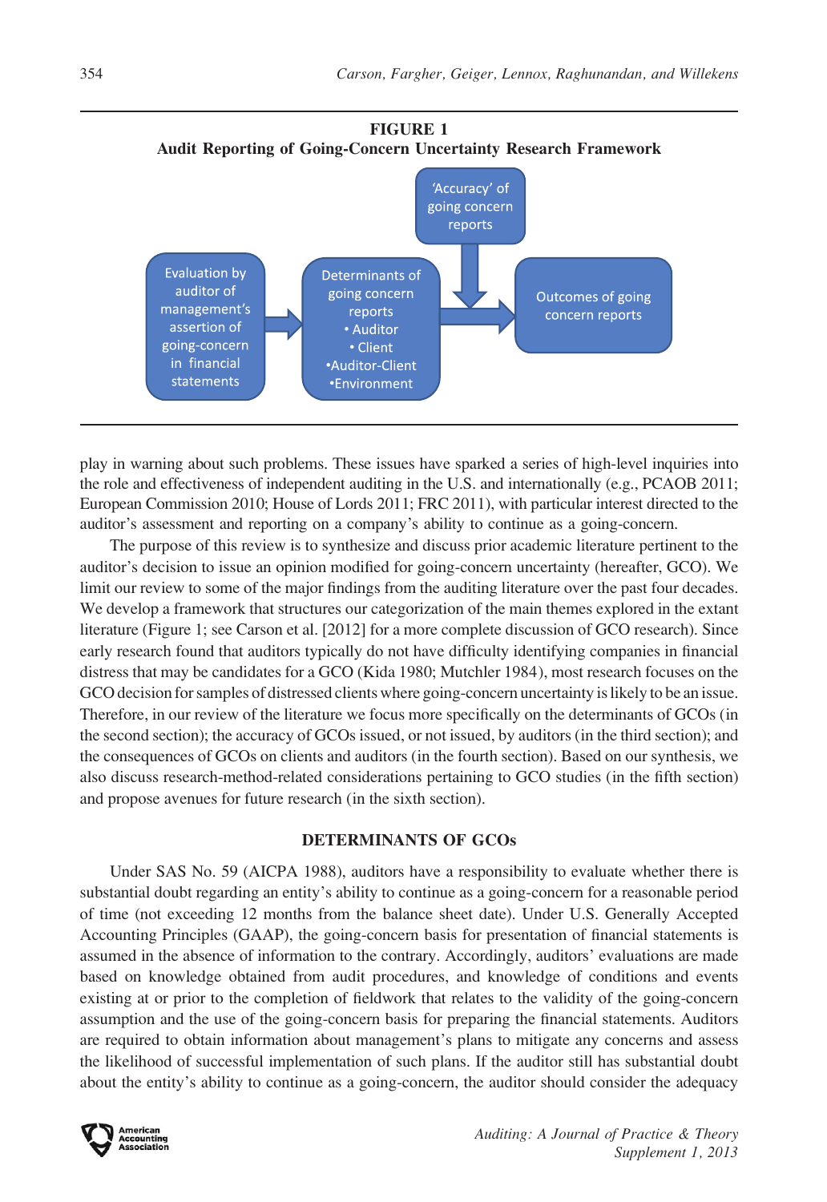**FIGURE 1**
**Audit Reporting of Going-Concern Uncertainty Research Framework**

play in warning about such problems. These issues have sparked a series of high-level inquiries into the role and effectiveness of independent auditing in the U.S. and internationally (e.g., PCAOB 2011; European Commission 2010; House of Lords 2011; FRC 2011), with particular interest directed to the auditor's assessment and reporting on a company's ability to continue as a going-concern.

The purpose of this review is to synthesize and discuss prior academic literature pertinent to the auditor's decision to issue an opinion modified for going-concern uncertainty (hereafter, GCO). We limit our review to some of the major findings from the auditing literature over the past four decades. We develop a framework that structures our categorization of the main themes explored in the extant literature (Figure 1; see Carson et al. [2012] for a more complete discussion of GCO research). Since early research found that auditors typically do not have difficulty identifying companies in financial distress that may be candidates for a GCO (Kida 1980; Mutchler 1984), most research focuses on the GCO decision for samples of distressed clients where going-concern uncertainty is likely to be an issue. Therefore, in our review of the literature we focus more specifically on the determinants of GCOs (in the second section); the accuracy of GCOs issued, or not issued, by auditors (in the third section); and the consequences of GCOs on clients and auditors (in the fourth section). Based on our synthesis, we also discuss research-method-related considerations pertaining to GCO studies (in the fifth section) and propose avenues for future research (in the sixth section).

## DETERMINANTS OF GCOs

Under SAS No. 59 (AICPA 1988), auditors have a responsibility to evaluate whether there is substantial doubt regarding an entity's ability to continue as a going-concern for a reasonable period of time (not exceeding 12 months from the balance sheet date). Under U.S. Generally Accepted Accounting Principles (GAAP), the going-concern basis for presentation of financial statements is assumed in the absence of information to the contrary. Accordingly, auditors' evaluations are made based on knowledge obtained from audit procedures, and knowledge of conditions and events existing at or prior to the completion of fieldwork that relates to the validity of the going-concern assumption and the use of the going-concern basis for preparing the financial statements. Auditors are required to obtain information about management's plans to mitigate any concerns and assess the likelihood of successful implementation of such plans. If the auditor still has substantial doubt about the entity's ability to continue as a going-concern, the auditor should consider the adequacy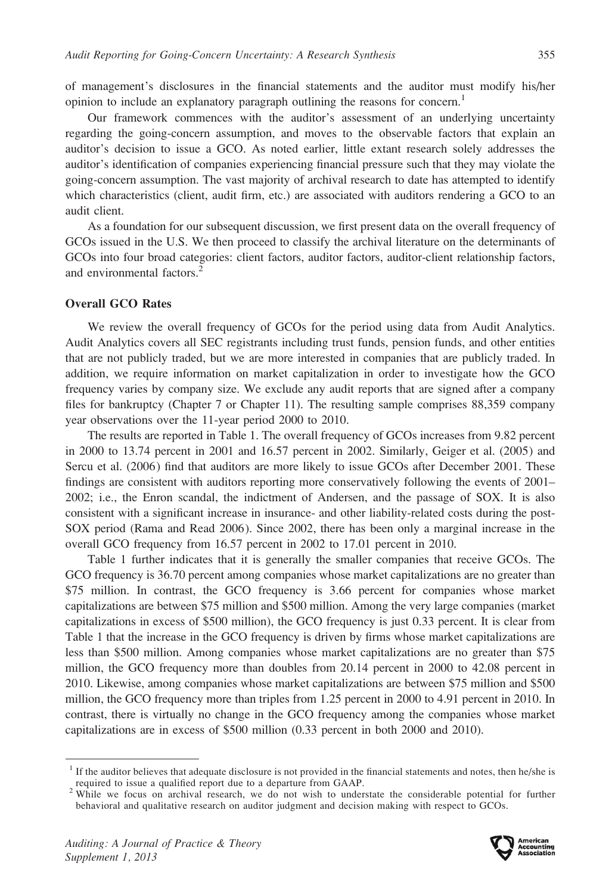of management's disclosures in the financial statements and the auditor must modify his/her opinion to include an explanatory paragraph outlining the reasons for concern.[1]

Our framework commences with the auditor's assessment of an underlying uncertainty regarding the going-concern assumption, and moves to the observable factors that explain an auditor's decision to issue a GCO. As noted earlier, little extant research solely addresses the auditor's identification of companies experiencing financial pressure such that they may violate the going-concern assumption. The vast majority of archival research to date has attempted to identify which characteristics (client, audit firm, etc.) are associated with auditors rendering a GCO to an audit client.

As a foundation for our subsequent discussion, we first present data on the overall frequency of GCOs issued in the U.S. We then proceed to classify the archival literature on the determinants of GCOs into four broad categories: client factors, auditor factors, auditor-client relationship factors, and environmental factors.[2]

### Overall GCO Rates

We review the overall frequency of GCOs for the period using data from Audit Analytics. Audit Analytics covers all SEC registrants including trust funds, pension funds, and other entities that are not publicly traded, but we are more interested in companies that are publicly traded. In addition, we require information on market capitalization in order to investigate how the GCO frequency varies by company size. We exclude any audit reports that are signed after a company files for bankruptcy (Chapter 7 or Chapter 11). The resulting sample comprises 88,359 company year observations over the 11-year period 2000 to 2010.

The results are reported in Table 1. The overall frequency of GCOs increases from 9.82 percent in 2000 to 13.74 percent in 2001 and 16.57 percent in 2002. Similarly, Geiger et al. (2005) and Sercu et al. (2006) find that auditors are more likely to issue GCOs after December 2001. These findings are consistent with auditors reporting more conservatively following the events of 2001–2002; i.e., the Enron scandal, the indictment of Andersen, and the passage of SOX. It is also consistent with a significant increase in insurance- and other liability-related costs during the post-SOX period (Rama and Read 2006). Since 2002, there has been only a marginal increase in the overall GCO frequency from 16.57 percent in 2002 to 17.01 percent in 2010.

Table 1 further indicates that it is generally the smaller companies that receive GCOs. The GCO frequency is 36.70 percent among companies whose market capitalizations are no greater than \$75 million. In contrast, the GCO frequency is 3.66 percent for companies whose market capitalizations are between \$75 million and \$500 million. Among the very large companies (market capitalizations in excess of \$500 million), the GCO frequency is just 0.33 percent. It is clear from Table 1 that the increase in the GCO frequency is driven by firms whose market capitalizations are less than \$500 million. Among companies whose market capitalizations are no greater than \$75 million, the GCO frequency more than doubles from 20.14 percent in 2000 to 42.08 percent in 2010. Likewise, among companies whose market capitalizations are between \$75 million and \$500 million, the GCO frequency more than triples from 1.25 percent in 2000 to 4.91 percent in 2010. In contrast, there is virtually no change in the GCO frequency among the companies whose market capitalizations are in excess of \$500 million (0.33 percent in both 2000 and 2010).

---

[1] If the auditor believes that adequate disclosure is not provided in the financial statements and notes, then he/she is required to issue a qualified report due to a departure from GAAP.

[2] While we focus on archival research, we do not wish to understate the considerable potential for further behavioral and qualitative research on auditor judgment and decision making with respect to GCOs.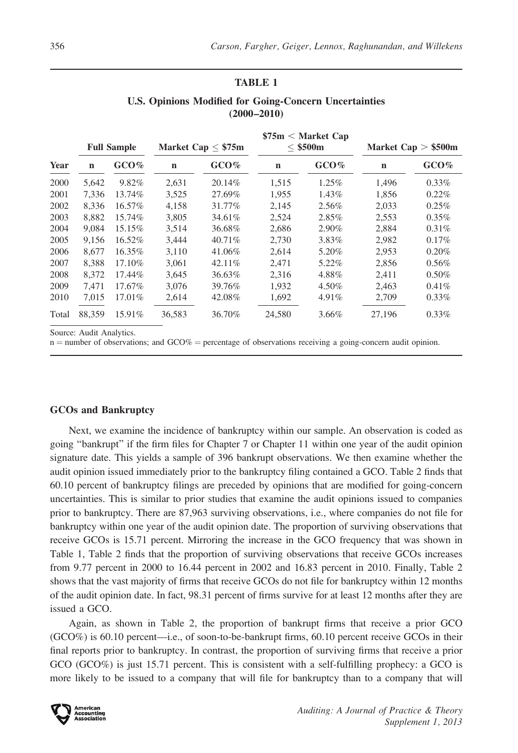**TABLE 1**

**U.S. Opinions Modified for Going-Concern Uncertainties (2000–2010)**

| Year | Full Sample | | Market Cap ≤ $75m | | $75m < Market Cap ≤ $500m | | Market Cap > $500m | |
|---|---|---|---|---|---|---|---|---|
| | n | GCO% | n | GCO% | n | GCO% | n | GCO% |
| 2000 | 5,642 | 9.82% | 2,631 | 20.14% | 1,515 | 1.25% | 1,496 | 0.33% |
| 2001 | 7,336 | 13.74% | 3,525 | 27.69% | 1,955 | 1.43% | 1,856 | 0.22% |
| 2002 | 8,336 | 16.57% | 4,158 | 31.77% | 2,145 | 2.56% | 2,033 | 0.25% |
| 2003 | 8,882 | 15.74% | 3,805 | 34.61% | 2,524 | 2.85% | 2,553 | 0.35% |
| 2004 | 9,084 | 15.15% | 3,514 | 36.68% | 2,686 | 2.90% | 2,884 | 0.31% |
| 2005 | 9,156 | 16.52% | 3,444 | 40.71% | 2,730 | 3.83% | 2,982 | 0.17% |
| 2006 | 8,677 | 16.35% | 3,110 | 41.06% | 2,614 | 5.20% | 2,953 | 0.20% |
| 2007 | 8,388 | 17.10% | 3,061 | 42.11% | 2,471 | 5.22% | 2,856 | 0.56% |
| 2008 | 8,372 | 17.44% | 3,645 | 36.63% | 2,316 | 4.88% | 2,411 | 0.50% |
| 2009 | 7,471 | 17.67% | 3,076 | 39.76% | 1,932 | 4.50% | 2,463 | 0.41% |
| 2010 | 7,015 | 17.01% | 2,614 | 42.08% | 1,692 | 4.91% | 2,709 | 0.33% |
| Total | 88,359 | 15.91% | 36,583 | 36.70% | 24,580 | 3.66% | 27,196 | 0.33% |

Source: Audit Analytics.

n = number of observations; and GCO% = percentage of observations receiving a going-concern audit opinion.

### GCOs and Bankruptcy

Next, we examine the incidence of bankruptcy within our sample. An observation is coded as going "bankrupt" if the firm files for Chapter 7 or Chapter 11 within one year of the audit opinion signature date. This yields a sample of 396 bankrupt observations. We then examine whether the audit opinion issued immediately prior to the bankruptcy filing contained a GCO. Table 2 finds that 60.10 percent of bankruptcy filings are preceded by opinions that are modified for going-concern uncertainties. This is similar to prior studies that examine the audit opinions issued to companies prior to bankruptcy. There are 87,963 surviving observations, i.e., where companies do not file for bankruptcy within one year of the audit opinion date. The proportion of surviving observations that receive GCOs is 15.71 percent. Mirroring the increase in the GCO frequency that was shown in Table 1, Table 2 finds that the proportion of surviving observations that receive GCOs increases from 9.77 percent in 2000 to 16.44 percent in 2002 and 16.83 percent in 2010. Finally, Table 2 shows that the vast majority of firms that receive GCOs do not file for bankruptcy within 12 months of the audit opinion date. In fact, 98.31 percent of firms survive for at least 12 months after they are issued a GCO.

Again, as shown in Table 2, the proportion of bankrupt firms that receive a prior GCO (GCO%) is 60.10 percent—i.e., of soon-to-be-bankrupt firms, 60.10 percent receive GCOs in their final reports prior to bankruptcy. In contrast, the proportion of surviving firms that receive a prior GCO (GCO%) is just 15.71 percent. This is consistent with a self-fulfilling prophecy: a GCO is more likely to be issued to a company that will file for bankruptcy than to a company that will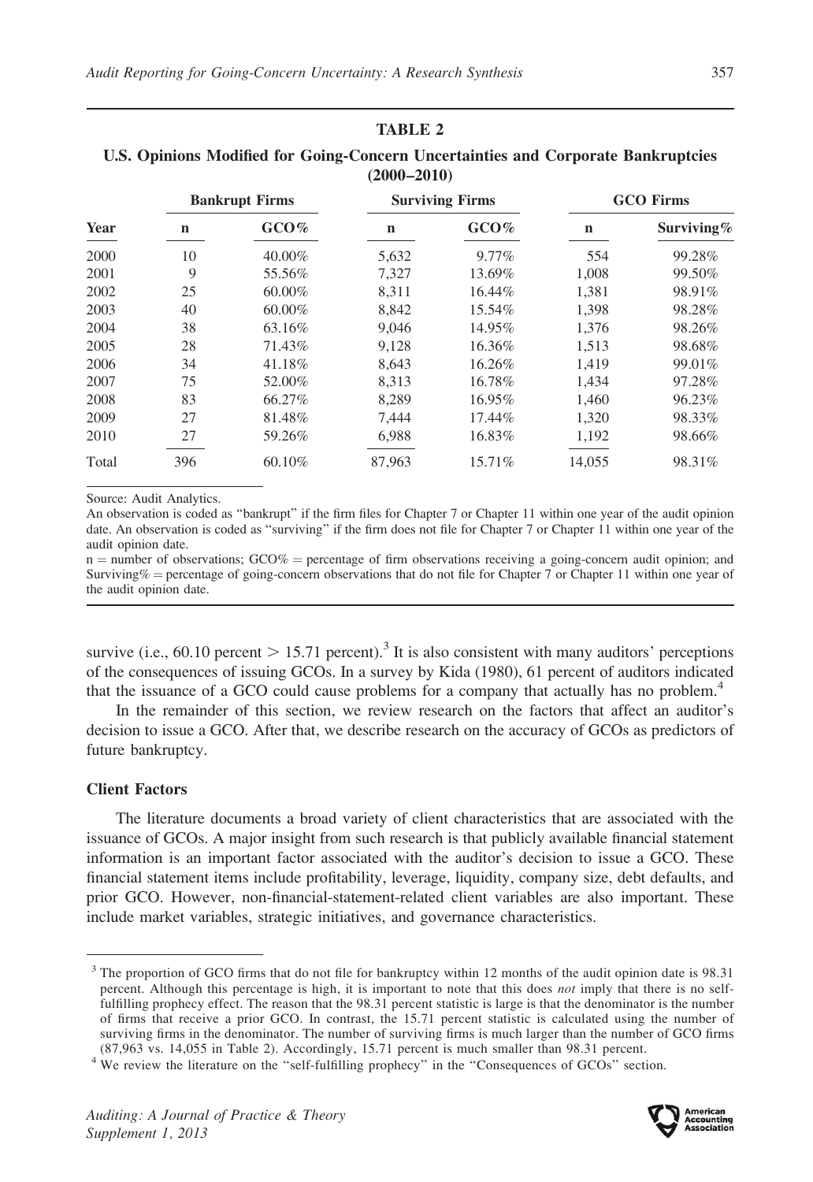**TABLE 2**

**U.S. Opinions Modified for Going-Concern Uncertainties and Corporate Bankruptcies (2000–2010)**

| Year | Bankrupt Firms | | Surviving Firms | | GCO Firms | |
|---|---|---|---|---|---|---|
| | n | GCO% | n | GCO% | n | Surviving% |
| 2000 | 10 | 40.00% | 5,632 | 9.77% | 554 | 99.28% |
| 2001 | 9 | 55.56% | 7,327 | 13.69% | 1,008 | 99.50% |
| 2002 | 25 | 60.00% | 8,311 | 16.44% | 1,381 | 98.91% |
| 2003 | 40 | 60.00% | 8,842 | 15.54% | 1,398 | 98.28% |
| 2004 | 38 | 63.16% | 9,046 | 14.95% | 1,376 | 98.26% |
| 2005 | 28 | 71.43% | 9,128 | 16.36% | 1,513 | 98.68% |
| 2006 | 34 | 41.18% | 8,643 | 16.26% | 1,419 | 99.01% |
| 2007 | 75 | 52.00% | 8,313 | 16.78% | 1,434 | 97.28% |
| 2008 | 83 | 66.27% | 8,289 | 16.95% | 1,460 | 96.23% |
| 2009 | 27 | 81.48% | 7,444 | 17.44% | 1,320 | 98.33% |
| 2010 | 27 | 59.26% | 6,988 | 16.83% | 1,192 | 98.66% |
| Total | 396 | 60.10% | 87,963 | 15.71% | 14,055 | 98.31% |

Source: Audit Analytics.

An observation is coded as "bankrupt" if the firm files for Chapter 7 or Chapter 11 within one year of the audit opinion date. An observation is coded as "surviving" if the firm does not file for Chapter 7 or Chapter 11 within one year of the audit opinion date.

n = number of observations; GCO% = percentage of firm observations receiving a going-concern audit opinion; and Surviving% = percentage of going-concern observations that do not file for Chapter 7 or Chapter 11 within one year of the audit opinion date.

survive (i.e., 60.10 percent > 15.71 percent).[3] It is also consistent with many auditors' perceptions of the consequences of issuing GCOs. In a survey by Kida (1980), 61 percent of auditors indicated that the issuance of a GCO could cause problems for a company that actually has no problem.[4]

In the remainder of this section, we review research on the factors that affect an auditor's decision to issue a GCO. After that, we describe research on the accuracy of GCOs as predictors of future bankruptcy.

### Client Factors

The literature documents a broad variety of client characteristics that are associated with the issuance of GCOs. A major insight from such research is that publicly available financial statement information is an important factor associated with the auditor's decision to issue a GCO. These financial statement items include profitability, leverage, liquidity, company size, debt defaults, and prior GCO. However, non-financial-statement-related client variables are also important. These include market variables, strategic initiatives, and governance characteristics.

---

[3] The proportion of GCO firms that do not file for bankruptcy within 12 months of the audit opinion date is 98.31 percent. Although this percentage is high, it is important to note that this does *not* imply that there is no self-fulfilling prophecy effect. The reason that the 98.31 percent statistic is large is that the denominator is the number of firms that receive a prior GCO. In contrast, the 15.71 percent statistic is calculated using the number of surviving firms in the denominator. The number of surviving firms is much larger than the number of GCO firms (87,963 vs. 14,055 in Table 2). Accordingly, 15.71 percent is much smaller than 98.31 percent.

[4] We review the literature on the "self-fulfilling prophecy" in the "Consequences of GCOs" section.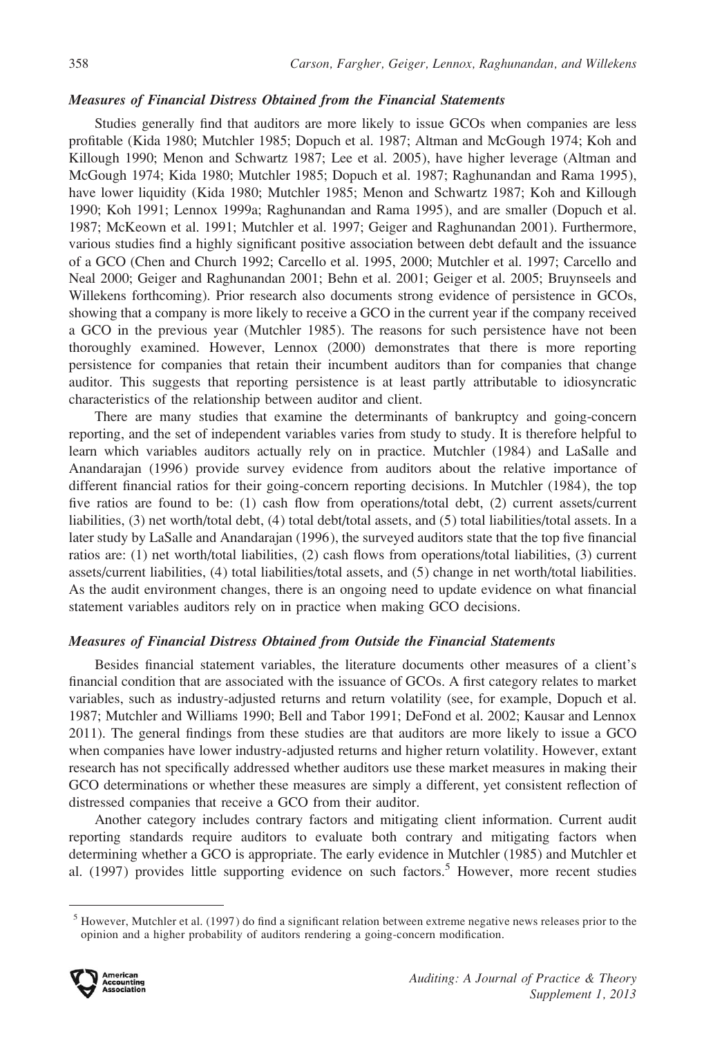### *Measures of Financial Distress Obtained from the Financial Statements*

Studies generally find that auditors are more likely to issue GCOs when companies are less profitable (Kida 1980; Mutchler 1985; Dopuch et al. 1987; Altman and McGough 1974; Koh and Killough 1990; Menon and Schwartz 1987; Lee et al. 2005), have higher leverage (Altman and McGough 1974; Kida 1980; Mutchler 1985; Dopuch et al. 1987; Raghunandan and Rama 1995), have lower liquidity (Kida 1980; Mutchler 1985; Menon and Schwartz 1987; Koh and Killough 1990; Koh 1991; Lennox 1999a; Raghunandan and Rama 1995), and are smaller (Dopuch et al. 1987; McKeown et al. 1991; Mutchler et al. 1997; Geiger and Raghunandan 2001). Furthermore, various studies find a highly significant positive association between debt default and the issuance of a GCO (Chen and Church 1992; Carcello et al. 1995, 2000; Mutchler et al. 1997; Carcello and Neal 2000; Geiger and Raghunandan 2001; Behn et al. 2001; Geiger et al. 2005; Bruynseels and Willekens forthcoming). Prior research also documents strong evidence of persistence in GCOs, showing that a company is more likely to receive a GCO in the current year if the company received a GCO in the previous year (Mutchler 1985). The reasons for such persistence have not been thoroughly examined. However, Lennox (2000) demonstrates that there is more reporting persistence for companies that retain their incumbent auditors than for companies that change auditor. This suggests that reporting persistence is at least partly attributable to idiosyncratic characteristics of the relationship between auditor and client.

There are many studies that examine the determinants of bankruptcy and going-concern reporting, and the set of independent variables varies from study to study. It is therefore helpful to learn which variables auditors actually rely on in practice. Mutchler (1984) and LaSalle and Anandarajan (1996) provide survey evidence from auditors about the relative importance of different financial ratios for their going-concern reporting decisions. In Mutchler (1984), the top five ratios are found to be: (1) cash flow from operations/total debt, (2) current assets/current liabilities, (3) net worth/total debt, (4) total debt/total assets, and (5) total liabilities/total assets. In a later study by LaSalle and Anandarajan (1996), the surveyed auditors state that the top five financial ratios are: (1) net worth/total liabilities, (2) cash flows from operations/total liabilities, (3) current assets/current liabilities, (4) total liabilities/total assets, and (5) change in net worth/total liabilities. As the audit environment changes, there is an ongoing need to update evidence on what financial statement variables auditors rely on in practice when making GCO decisions.

### *Measures of Financial Distress Obtained from Outside the Financial Statements*

Besides financial statement variables, the literature documents other measures of a client's financial condition that are associated with the issuance of GCOs. A first category relates to market variables, such as industry-adjusted returns and return volatility (see, for example, Dopuch et al. 1987; Mutchler and Williams 1990; Bell and Tabor 1991; DeFond et al. 2002; Kausar and Lennox 2011). The general findings from these studies are that auditors are more likely to issue a GCO when companies have lower industry-adjusted returns and higher return volatility. However, extant research has not specifically addressed whether auditors use these market measures in making their GCO determinations or whether these measures are simply a different, yet consistent reflection of distressed companies that receive a GCO from their auditor.

Another category includes contrary factors and mitigating client information. Current audit reporting standards require auditors to evaluate both contrary and mitigating factors when determining whether a GCO is appropriate. The early evidence in Mutchler (1985) and Mutchler et al. (1997) provides little supporting evidence on such factors.[5] However, more recent studies

---

[5] However, Mutchler et al. (1997) do find a significant relation between extreme negative news releases prior to the opinion and a higher probability of auditors rendering a going-concern modification.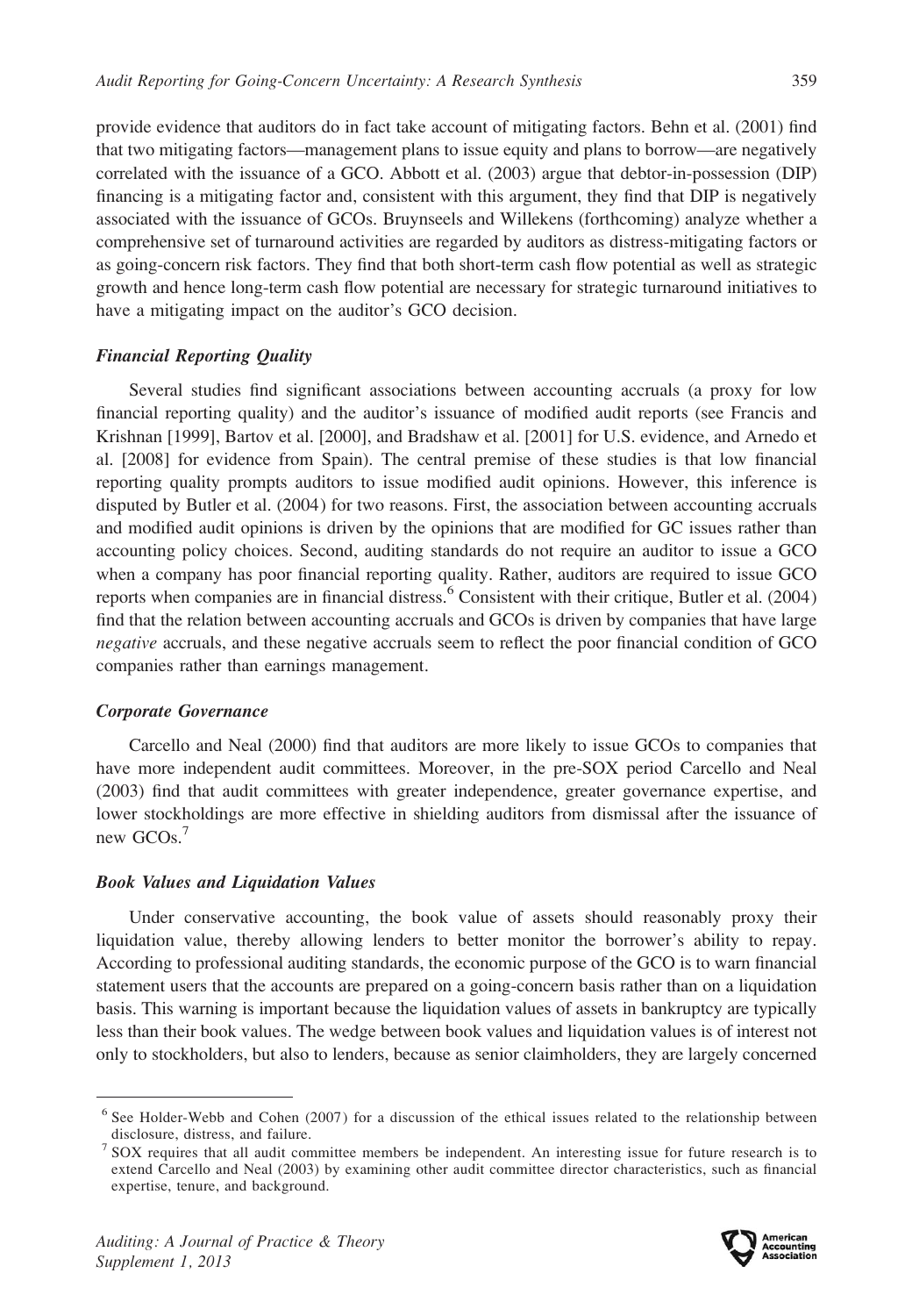provide evidence that auditors do in fact take account of mitigating factors. Behn et al. (2001) find that two mitigating factors—management plans to issue equity and plans to borrow—are negatively correlated with the issuance of a GCO. Abbott et al. (2003) argue that debtor-in-possession (DIP) financing is a mitigating factor and, consistent with this argument, they find that DIP is negatively associated with the issuance of GCOs. Bruynseels and Willekens (forthcoming) analyze whether a comprehensive set of turnaround activities are regarded by auditors as distress-mitigating factors or as going-concern risk factors. They find that both short-term cash flow potential as well as strategic growth and hence long-term cash flow potential are necessary for strategic turnaround initiatives to have a mitigating impact on the auditor's GCO decision.

### *Financial Reporting Quality*

Several studies find significant associations between accounting accruals (a proxy for low financial reporting quality) and the auditor's issuance of modified audit reports (see Francis and Krishnan [1999], Bartov et al. [2000], and Bradshaw et al. [2001] for U.S. evidence, and Arnedo et al. [2008] for evidence from Spain). The central premise of these studies is that low financial reporting quality prompts auditors to issue modified audit opinions. However, this inference is disputed by Butler et al. (2004) for two reasons. First, the association between accounting accruals and modified audit opinions is driven by the opinions that are modified for GC issues rather than accounting policy choices. Second, auditing standards do not require an auditor to issue a GCO when a company has poor financial reporting quality. Rather, auditors are required to issue GCO reports when companies are in financial distress.[6] Consistent with their critique, Butler et al. (2004) find that the relation between accounting accruals and GCOs is driven by companies that have large *negative* accruals, and these negative accruals seem to reflect the poor financial condition of GCO companies rather than earnings management.

### *Corporate Governance*

Carcello and Neal (2000) find that auditors are more likely to issue GCOs to companies that have more independent audit committees. Moreover, in the pre-SOX period Carcello and Neal (2003) find that audit committees with greater independence, greater governance expertise, and lower stockholdings are more effective in shielding auditors from dismissal after the issuance of new GCOs.[7]

### *Book Values and Liquidation Values*

Under conservative accounting, the book value of assets should reasonably proxy their liquidation value, thereby allowing lenders to better monitor the borrower's ability to repay. According to professional auditing standards, the economic purpose of the GCO is to warn financial statement users that the accounts are prepared on a going-concern basis rather than on a liquidation basis. This warning is important because the liquidation values of assets in bankruptcy are typically less than their book values. The wedge between book values and liquidation values is of interest not only to stockholders, but also to lenders, because as senior claimholders, they are largely concerned

---

[6] See Holder-Webb and Cohen (2007) for a discussion of the ethical issues related to the relationship between disclosure, distress, and failure.

[7] SOX requires that all audit committee members be independent. An interesting issue for future research is to extend Carcello and Neal (2003) by examining other audit committee director characteristics, such as financial expertise, tenure, and background.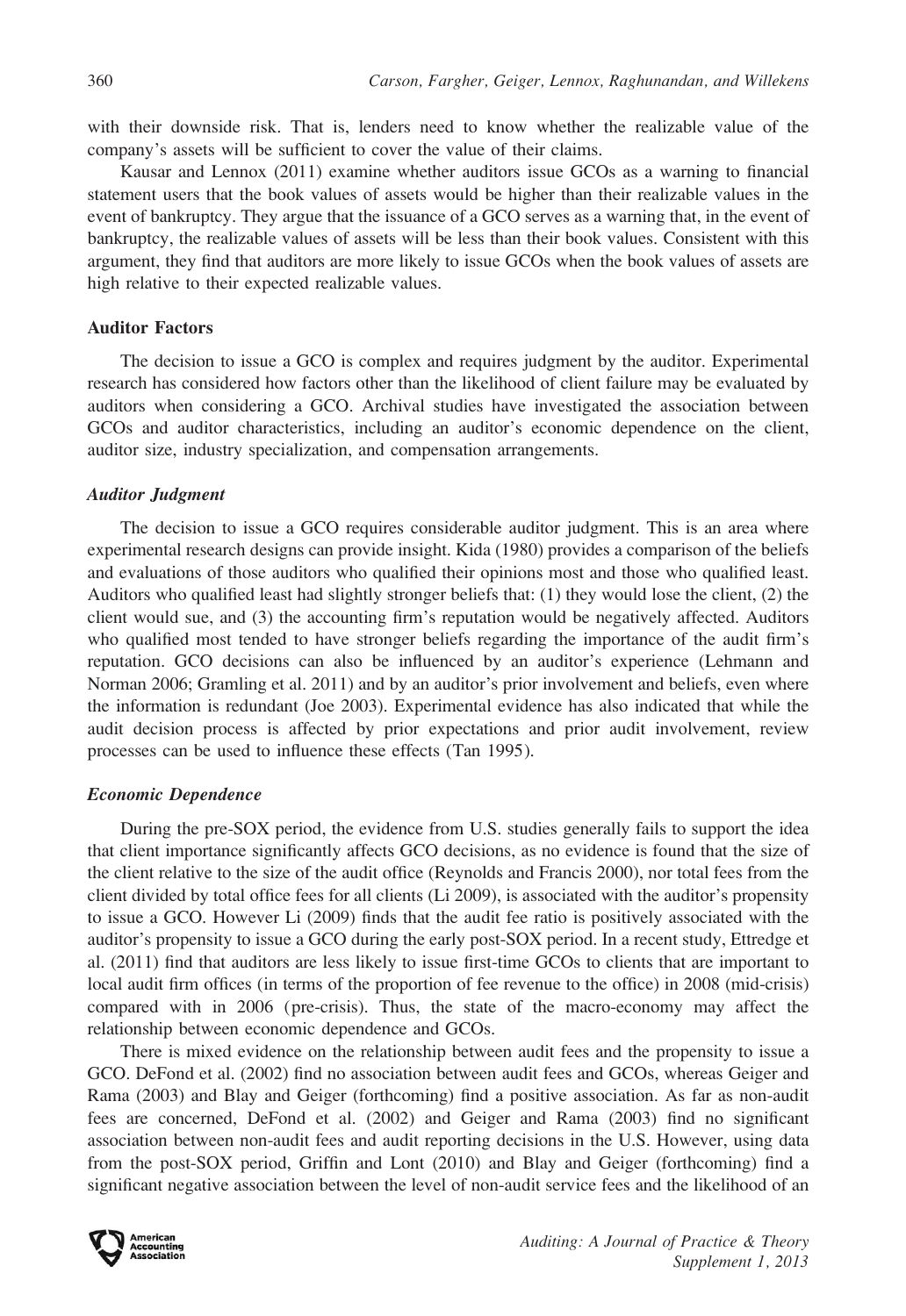with their downside risk. That is, lenders need to know whether the realizable value of the company's assets will be sufficient to cover the value of their claims.

Kausar and Lennox (2011) examine whether auditors issue GCOs as a warning to financial statement users that the book values of assets would be higher than their realizable values in the event of bankruptcy. They argue that the issuance of a GCO serves as a warning that, in the event of bankruptcy, the realizable values of assets will be less than their book values. Consistent with this argument, they find that auditors are more likely to issue GCOs when the book values of assets are high relative to their expected realizable values.

### Auditor Factors

The decision to issue a GCO is complex and requires judgment by the auditor. Experimental research has considered how factors other than the likelihood of client failure may be evaluated by auditors when considering a GCO. Archival studies have investigated the association between GCOs and auditor characteristics, including an auditor's economic dependence on the client, auditor size, industry specialization, and compensation arrangements.

#### *Auditor Judgment*

The decision to issue a GCO requires considerable auditor judgment. This is an area where experimental research designs can provide insight. Kida (1980) provides a comparison of the beliefs and evaluations of those auditors who qualified their opinions most and those who qualified least. Auditors who qualified least had slightly stronger beliefs that: (1) they would lose the client, (2) the client would sue, and (3) the accounting firm's reputation would be negatively affected. Auditors who qualified most tended to have stronger beliefs regarding the importance of the audit firm's reputation. GCO decisions can also be influenced by an auditor's experience (Lehmann and Norman 2006; Gramling et al. 2011) and by an auditor's prior involvement and beliefs, even where the information is redundant (Joe 2003). Experimental evidence has also indicated that while the audit decision process is affected by prior expectations and prior audit involvement, review processes can be used to influence these effects (Tan 1995).

#### *Economic Dependence*

During the pre-SOX period, the evidence from U.S. studies generally fails to support the idea that client importance significantly affects GCO decisions, as no evidence is found that the size of the client relative to the size of the audit office (Reynolds and Francis 2000), nor total fees from the client divided by total office fees for all clients (Li 2009), is associated with the auditor's propensity to issue a GCO. However Li (2009) finds that the audit fee ratio is positively associated with the auditor's propensity to issue a GCO during the early post-SOX period. In a recent study, Ettredge et al. (2011) find that auditors are less likely to issue first-time GCOs to clients that are important to local audit firm offices (in terms of the proportion of fee revenue to the office) in 2008 (mid-crisis) compared with in 2006 (pre-crisis). Thus, the state of the macro-economy may affect the relationship between economic dependence and GCOs.

There is mixed evidence on the relationship between audit fees and the propensity to issue a GCO. DeFond et al. (2002) find no association between audit fees and GCOs, whereas Geiger and Rama (2003) and Blay and Geiger (forthcoming) find a positive association. As far as non-audit fees are concerned, DeFond et al. (2002) and Geiger and Rama (2003) find no significant association between non-audit fees and audit reporting decisions in the U.S. However, using data from the post-SOX period, Griffin and Lont (2010) and Blay and Geiger (forthcoming) find a significant negative association between the level of non-audit service fees and the likelihood of an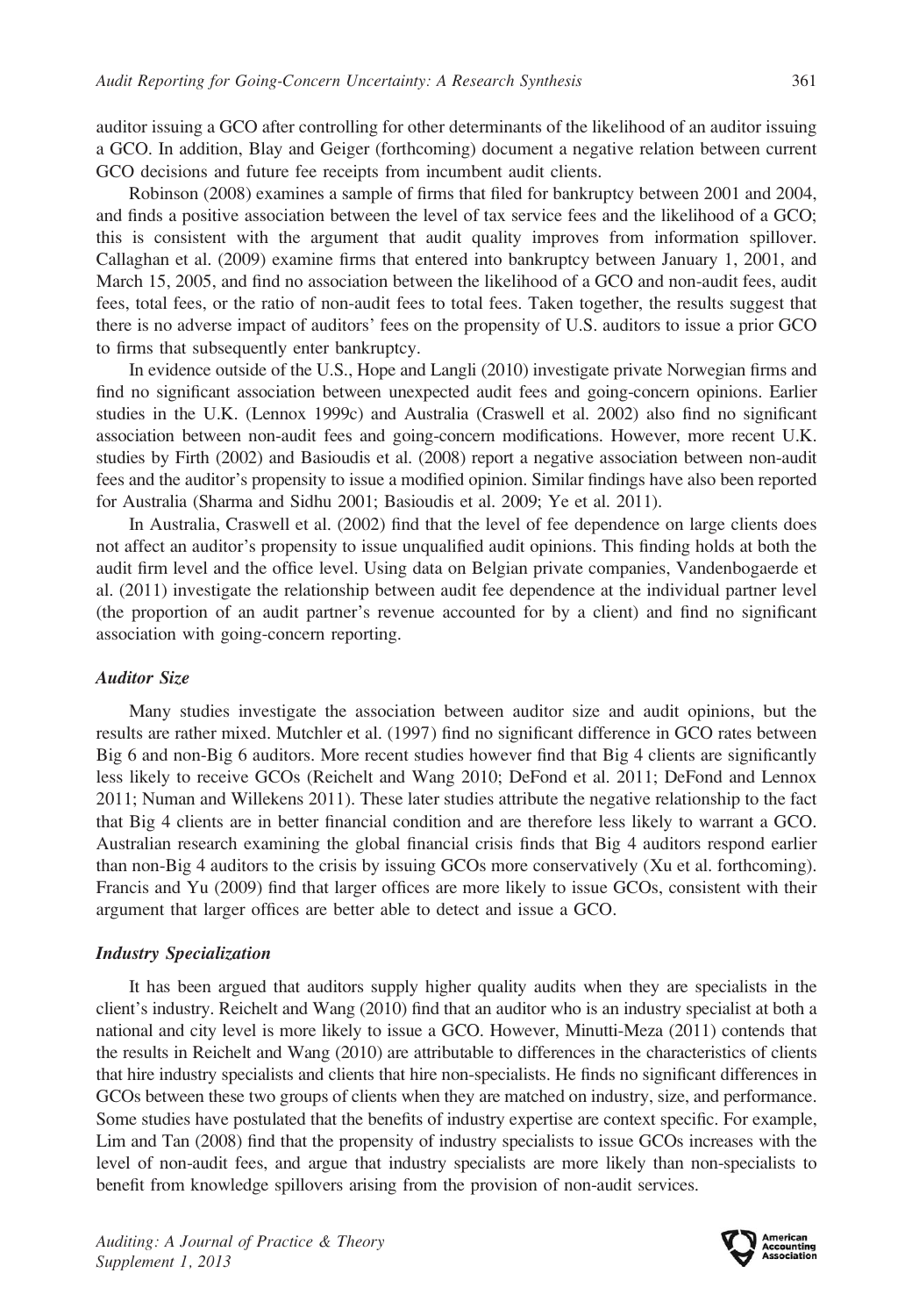auditor issuing a GCO after controlling for other determinants of the likelihood of an auditor issuing a GCO. In addition, Blay and Geiger (forthcoming) document a negative relation between current GCO decisions and future fee receipts from incumbent audit clients.

Robinson (2008) examines a sample of firms that filed for bankruptcy between 2001 and 2004, and finds a positive association between the level of tax service fees and the likelihood of a GCO; this is consistent with the argument that audit quality improves from information spillover. Callaghan et al. (2009) examine firms that entered into bankruptcy between January 1, 2001, and March 15, 2005, and find no association between the likelihood of a GCO and non-audit fees, audit fees, total fees, or the ratio of non-audit fees to total fees. Taken together, the results suggest that there is no adverse impact of auditors' fees on the propensity of U.S. auditors to issue a prior GCO to firms that subsequently enter bankruptcy.

In evidence outside of the U.S., Hope and Langli (2010) investigate private Norwegian firms and find no significant association between unexpected audit fees and going-concern opinions. Earlier studies in the U.K. (Lennox 1999c) and Australia (Craswell et al. 2002) also find no significant association between non-audit fees and going-concern modifications. However, more recent U.K. studies by Firth (2002) and Basioudis et al. (2008) report a negative association between non-audit fees and the auditor's propensity to issue a modified opinion. Similar findings have also been reported for Australia (Sharma and Sidhu 2001; Basioudis et al. 2009; Ye et al. 2011).

In Australia, Craswell et al. (2002) find that the level of fee dependence on large clients does not affect an auditor's propensity to issue unqualified audit opinions. This finding holds at both the audit firm level and the office level. Using data on Belgian private companies, Vandenbogaerde et al. (2011) investigate the relationship between audit fee dependence at the individual partner level (the proportion of an audit partner's revenue accounted for by a client) and find no significant association with going-concern reporting.

### *Auditor Size*

Many studies investigate the association between auditor size and audit opinions, but the results are rather mixed. Mutchler et al. (1997) find no significant difference in GCO rates between Big 6 and non-Big 6 auditors. More recent studies however find that Big 4 clients are significantly less likely to receive GCOs (Reichelt and Wang 2010; DeFond et al. 2011; DeFond and Lennox 2011; Numan and Willekens 2011). These later studies attribute the negative relationship to the fact that Big 4 clients are in better financial condition and are therefore less likely to warrant a GCO. Australian research examining the global financial crisis finds that Big 4 auditors respond earlier than non-Big 4 auditors to the crisis by issuing GCOs more conservatively (Xu et al. forthcoming). Francis and Yu (2009) find that larger offices are more likely to issue GCOs, consistent with their argument that larger offices are better able to detect and issue a GCO.

### *Industry Specialization*

It has been argued that auditors supply higher quality audits when they are specialists in the client's industry. Reichelt and Wang (2010) find that an auditor who is an industry specialist at both a national and city level is more likely to issue a GCO. However, Minutti-Meza (2011) contends that the results in Reichelt and Wang (2010) are attributable to differences in the characteristics of clients that hire industry specialists and clients that hire non-specialists. He finds no significant differences in GCOs between these two groups of clients when they are matched on industry, size, and performance. Some studies have postulated that the benefits of industry expertise are context specific. For example, Lim and Tan (2008) find that the propensity of industry specialists to issue GCOs increases with the level of non-audit fees, and argue that industry specialists are more likely than non-specialists to benefit from knowledge spillovers arising from the provision of non-audit services.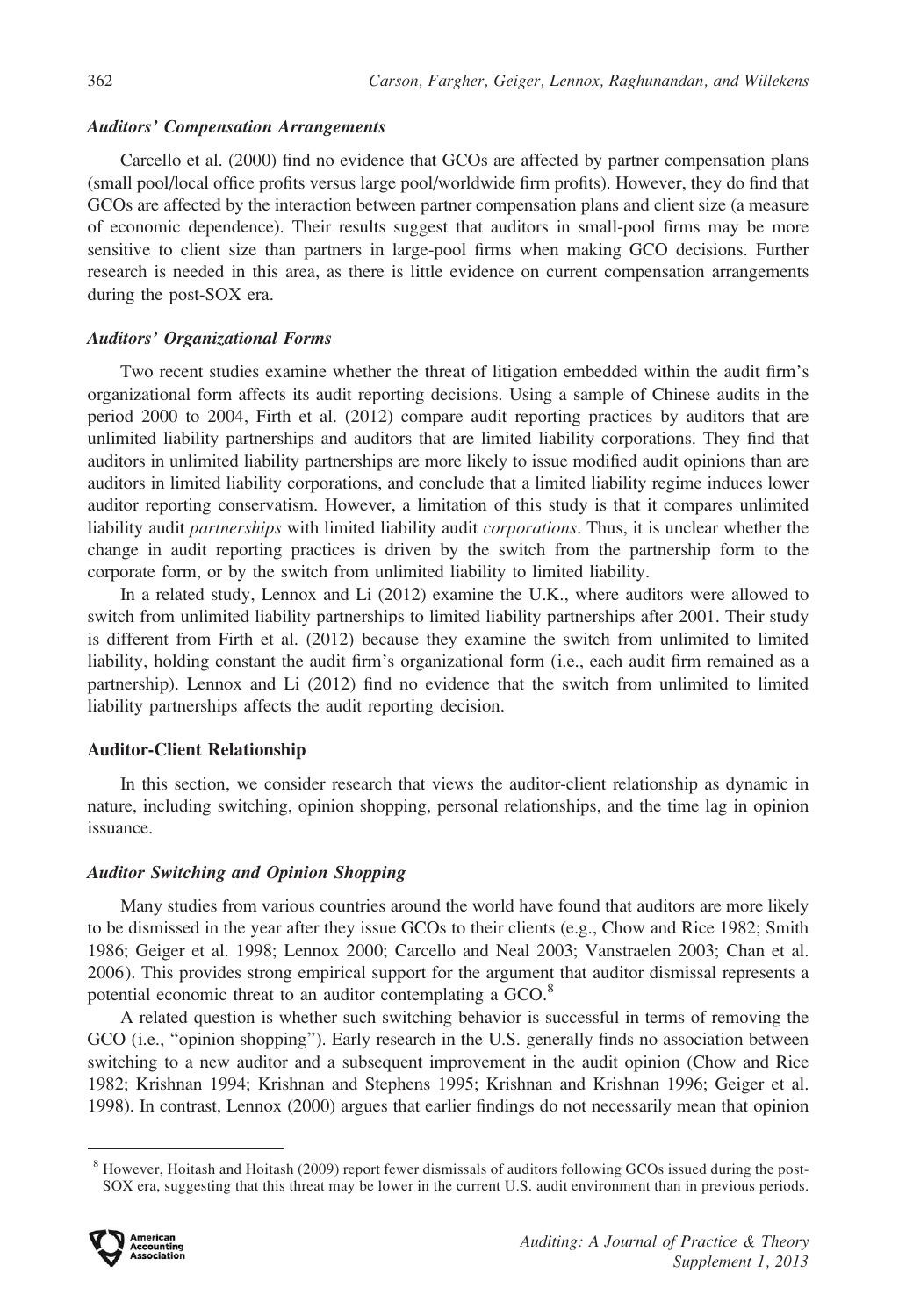### *Auditors' Compensation Arrangements*

Carcello et al. (2000) find no evidence that GCOs are affected by partner compensation plans (small pool/local office profits versus large pool/worldwide firm profits). However, they do find that GCOs are affected by the interaction between partner compensation plans and client size (a measure of economic dependence). Their results suggest that auditors in small-pool firms may be more sensitive to client size than partners in large-pool firms when making GCO decisions. Further research is needed in this area, as there is little evidence on current compensation arrangements during the post-SOX era.

### *Auditors' Organizational Forms*

Two recent studies examine whether the threat of litigation embedded within the audit firm's organizational form affects its audit reporting decisions. Using a sample of Chinese audits in the period 2000 to 2004, Firth et al. (2012) compare audit reporting practices by auditors that are unlimited liability partnerships and auditors that are limited liability corporations. They find that auditors in unlimited liability partnerships are more likely to issue modified audit opinions than are auditors in limited liability corporations, and conclude that a limited liability regime induces lower auditor reporting conservatism. However, a limitation of this study is that it compares unlimited liability audit *partnerships* with limited liability audit *corporations*. Thus, it is unclear whether the change in audit reporting practices is driven by the switch from the partnership form to the corporate form, or by the switch from unlimited liability to limited liability.

In a related study, Lennox and Li (2012) examine the U.K., where auditors were allowed to switch from unlimited liability partnerships to limited liability partnerships after 2001. Their study is different from Firth et al. (2012) because they examine the switch from unlimited to limited liability, holding constant the audit firm's organizational form (i.e., each audit firm remained as a partnership). Lennox and Li (2012) find no evidence that the switch from unlimited to limited liability partnerships affects the audit reporting decision.

## Auditor-Client Relationship

In this section, we consider research that views the auditor-client relationship as dynamic in nature, including switching, opinion shopping, personal relationships, and the time lag in opinion issuance.

### *Auditor Switching and Opinion Shopping*

Many studies from various countries around the world have found that auditors are more likely to be dismissed in the year after they issue GCOs to their clients (e.g., Chow and Rice 1982; Smith 1986; Geiger et al. 1998; Lennox 2000; Carcello and Neal 2003; Vanstraelen 2003; Chan et al. 2006). This provides strong empirical support for the argument that auditor dismissal represents a potential economic threat to an auditor contemplating a GCO.[8]

A related question is whether such switching behavior is successful in terms of removing the GCO (i.e., "opinion shopping"). Early research in the U.S. generally finds no association between switching to a new auditor and a subsequent improvement in the audit opinion (Chow and Rice 1982; Krishnan 1994; Krishnan and Stephens 1995; Krishnan and Krishnan 1996; Geiger et al. 1998). In contrast, Lennox (2000) argues that earlier findings do not necessarily mean that opinion

[8] However, Hoitash and Hoitash (2009) report fewer dismissals of auditors following GCOs issued during the post-SOX era, suggesting that this threat may be lower in the current U.S. audit environment than in previous periods.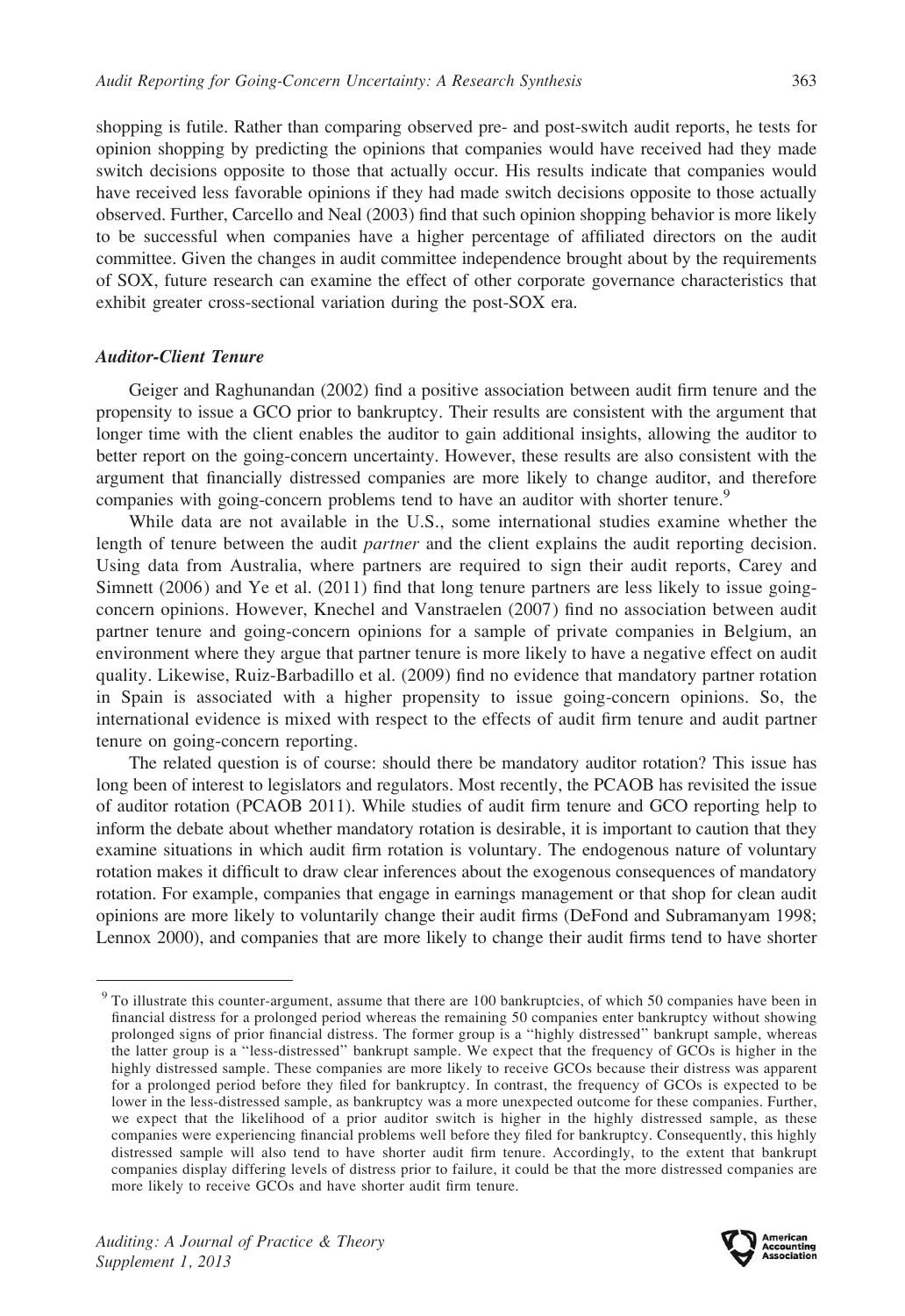shopping is futile. Rather than comparing observed pre- and post-switch audit reports, he tests for opinion shopping by predicting the opinions that companies would have received had they made switch decisions opposite to those that actually occur. His results indicate that companies would have received less favorable opinions if they had made switch decisions opposite to those actually observed. Further, Carcello and Neal (2003) find that such opinion shopping behavior is more likely to be successful when companies have a higher percentage of affiliated directors on the audit committee. Given the changes in audit committee independence brought about by the requirements of SOX, future research can examine the effect of other corporate governance characteristics that exhibit greater cross-sectional variation during the post-SOX era.

### *Auditor-Client Tenure*

Geiger and Raghunandan (2002) find a positive association between audit firm tenure and the propensity to issue a GCO prior to bankruptcy. Their results are consistent with the argument that longer time with the client enables the auditor to gain additional insights, allowing the auditor to better report on the going-concern uncertainty. However, these results are also consistent with the argument that financially distressed companies are more likely to change auditor, and therefore companies with going-concern problems tend to have an auditor with shorter tenure.[9]

While data are not available in the U.S., some international studies examine whether the length of tenure between the audit *partner* and the client explains the audit reporting decision. Using data from Australia, where partners are required to sign their audit reports, Carey and Simnett (2006) and Ye et al. (2011) find that long tenure partners are less likely to issue going-concern opinions. However, Knechel and Vanstraelen (2007) find no association between audit partner tenure and going-concern opinions for a sample of private companies in Belgium, an environment where they argue that partner tenure is more likely to have a negative effect on audit quality. Likewise, Ruiz-Barbadillo et al. (2009) find no evidence that mandatory partner rotation in Spain is associated with a higher propensity to issue going-concern opinions. So, the international evidence is mixed with respect to the effects of audit firm tenure and audit partner tenure on going-concern reporting.

The related question is of course: should there be mandatory auditor rotation? This issue has long been of interest to legislators and regulators. Most recently, the PCAOB has revisited the issue of auditor rotation (PCAOB 2011). While studies of audit firm tenure and GCO reporting help to inform the debate about whether mandatory rotation is desirable, it is important to caution that they examine situations in which audit firm rotation is voluntary. The endogenous nature of voluntary rotation makes it difficult to draw clear inferences about the exogenous consequences of mandatory rotation. For example, companies that engage in earnings management or that shop for clean audit opinions are more likely to voluntarily change their audit firms (DeFond and Subramanyam 1998; Lennox 2000), and companies that are more likely to change their audit firms tend to have shorter

---

[9] To illustrate this counter-argument, assume that there are 100 bankruptcies, of which 50 companies have been in financial distress for a prolonged period whereas the remaining 50 companies enter bankruptcy without showing prolonged signs of prior financial distress. The former group is a "highly distressed" bankrupt sample, whereas the latter group is a "less-distressed" bankrupt sample. We expect that the frequency of GCOs is higher in the highly distressed sample. These companies are more likely to receive GCOs because their distress was apparent for a prolonged period before they filed for bankruptcy. In contrast, the frequency of GCOs is expected to be lower in the less-distressed sample, as bankruptcy was a more unexpected outcome for these companies. Further, we expect that the likelihood of a prior auditor switch is higher in the highly distressed sample, as these companies were experiencing financial problems well before they filed for bankruptcy. Consequently, this highly distressed sample will also tend to have shorter audit firm tenure. Accordingly, to the extent that bankrupt companies display differing levels of distress prior to failure, it could be that the more distressed companies are more likely to receive GCOs and have shorter audit firm tenure.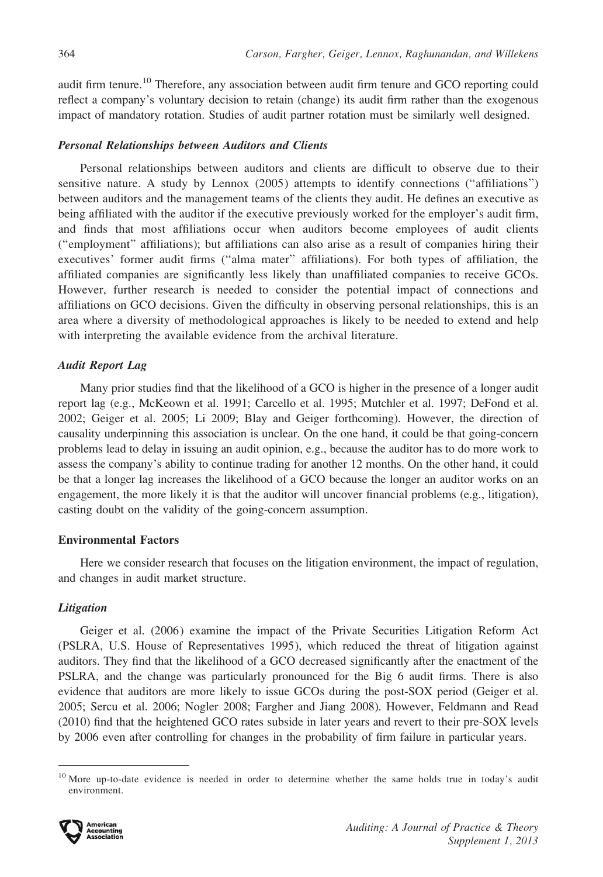audit firm tenure.[10] Therefore, any association between audit firm tenure and GCO reporting could reflect a company's voluntary decision to retain (change) its audit firm rather than the exogenous impact of mandatory rotation. Studies of audit partner rotation must be similarly well designed.

#### *Personal Relationships between Auditors and Clients*

Personal relationships between auditors and clients are difficult to observe due to their sensitive nature. A study by Lennox (2005) attempts to identify connections ("affiliations") between auditors and the management teams of the clients they audit. He defines an executive as being affiliated with the auditor if the executive previously worked for the employer's audit firm, and finds that most affiliations occur when auditors become employees of audit clients ("employment" affiliations); but affiliations can also arise as a result of companies hiring their executives' former audit firms ("alma mater" affiliations). For both types of affiliation, the affiliated companies are significantly less likely than unaffiliated companies to receive GCOs. However, further research is needed to consider the potential impact of connections and affiliations on GCO decisions. Given the difficulty in observing personal relationships, this is an area where a diversity of methodological approaches is likely to be needed to extend and help with interpreting the available evidence from the archival literature.

#### *Audit Report Lag*

Many prior studies find that the likelihood of a GCO is higher in the presence of a longer audit report lag (e.g., McKeown et al. 1991; Carcello et al. 1995; Mutchler et al. 1997; DeFond et al. 2002; Geiger et al. 2005; Li 2009; Blay and Geiger forthcoming). However, the direction of causality underpinning this association is unclear. On the one hand, it could be that going-concern problems lead to delay in issuing an audit opinion, e.g., because the auditor has to do more work to assess the company's ability to continue trading for another 12 months. On the other hand, it could be that a longer lag increases the likelihood of a GCO because the longer an auditor works on an engagement, the more likely it is that the auditor will uncover financial problems (e.g., litigation), casting doubt on the validity of the going-concern assumption.

### Environmental Factors

Here we consider research that focuses on the litigation environment, the impact of regulation, and changes in audit market structure.

#### *Litigation*

Geiger et al. (2006) examine the impact of the Private Securities Litigation Reform Act (PSLRA, U.S. House of Representatives 1995), which reduced the threat of litigation against auditors. They find that the likelihood of a GCO decreased significantly after the enactment of the PSLRA, and the change was particularly pronounced for the Big 6 audit firms. There is also evidence that auditors are more likely to issue GCOs during the post-SOX period (Geiger et al. 2005; Sercu et al. 2006; Nogler 2008; Fargher and Jiang 2008). However, Feldmann and Read (2010) find that the heightened GCO rates subside in later years and revert to their pre-SOX levels by 2006 even after controlling for changes in the probability of firm failure in particular years.

[10] More up-to-date evidence is needed in order to determine whether the same holds true in today's audit environment.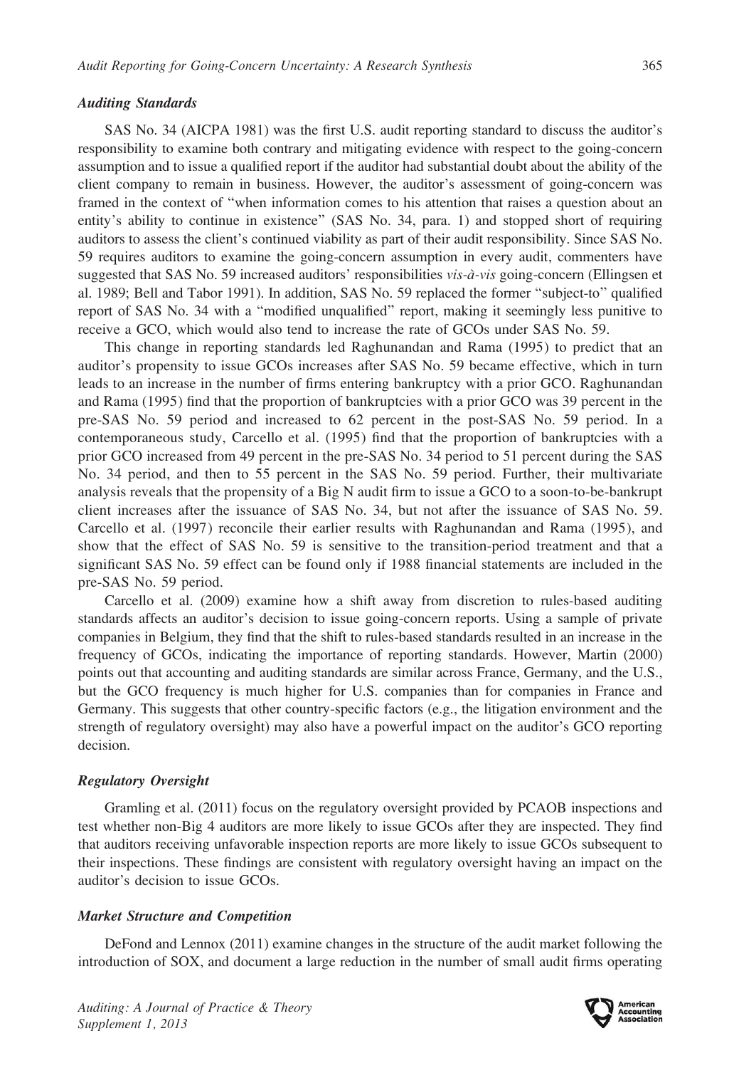### *Auditing Standards*

SAS No. 34 (AICPA 1981) was the first U.S. audit reporting standard to discuss the auditor's responsibility to examine both contrary and mitigating evidence with respect to the going-concern assumption and to issue a qualified report if the auditor had substantial doubt about the ability of the client company to remain in business. However, the auditor's assessment of going-concern was framed in the context of "when information comes to his attention that raises a question about an entity's ability to continue in existence" (SAS No. 34, para. 1) and stopped short of requiring auditors to assess the client's continued viability as part of their audit responsibility. Since SAS No. 59 requires auditors to examine the going-concern assumption in every audit, commenters have suggested that SAS No. 59 increased auditors' responsibilities *vis-à-vis* going-concern (Ellingsen et al. 1989; Bell and Tabor 1991). In addition, SAS No. 59 replaced the former "subject-to" qualified report of SAS No. 34 with a "modified unqualified" report, making it seemingly less punitive to receive a GCO, which would also tend to increase the rate of GCOs under SAS No. 59.

This change in reporting standards led Raghunandan and Rama (1995) to predict that an auditor's propensity to issue GCOs increases after SAS No. 59 became effective, which in turn leads to an increase in the number of firms entering bankruptcy with a prior GCO. Raghunandan and Rama (1995) find that the proportion of bankruptcies with a prior GCO was 39 percent in the pre-SAS No. 59 period and increased to 62 percent in the post-SAS No. 59 period. In a contemporaneous study, Carcello et al. (1995) find that the proportion of bankruptcies with a prior GCO increased from 49 percent in the pre-SAS No. 34 period to 51 percent during the SAS No. 34 period, and then to 55 percent in the SAS No. 59 period. Further, their multivariate analysis reveals that the propensity of a Big N audit firm to issue a GCO to a soon-to-be-bankrupt client increases after the issuance of SAS No. 34, but not after the issuance of SAS No. 59. Carcello et al. (1997) reconcile their earlier results with Raghunandan and Rama (1995), and show that the effect of SAS No. 59 is sensitive to the transition-period treatment and that a significant SAS No. 59 effect can be found only if 1988 financial statements are included in the pre-SAS No. 59 period.

Carcello et al. (2009) examine how a shift away from discretion to rules-based auditing standards affects an auditor's decision to issue going-concern reports. Using a sample of private companies in Belgium, they find that the shift to rules-based standards resulted in an increase in the frequency of GCOs, indicating the importance of reporting standards. However, Martin (2000) points out that accounting and auditing standards are similar across France, Germany, and the U.S., but the GCO frequency is much higher for U.S. companies than for companies in France and Germany. This suggests that other country-specific factors (e.g., the litigation environment and the strength of regulatory oversight) may also have a powerful impact on the auditor's GCO reporting decision.

### *Regulatory Oversight*

Gramling et al. (2011) focus on the regulatory oversight provided by PCAOB inspections and test whether non-Big 4 auditors are more likely to issue GCOs after they are inspected. They find that auditors receiving unfavorable inspection reports are more likely to issue GCOs subsequent to their inspections. These findings are consistent with regulatory oversight having an impact on the auditor's decision to issue GCOs.

### *Market Structure and Competition*

DeFond and Lennox (2011) examine changes in the structure of the audit market following the introduction of SOX, and document a large reduction in the number of small audit firms operating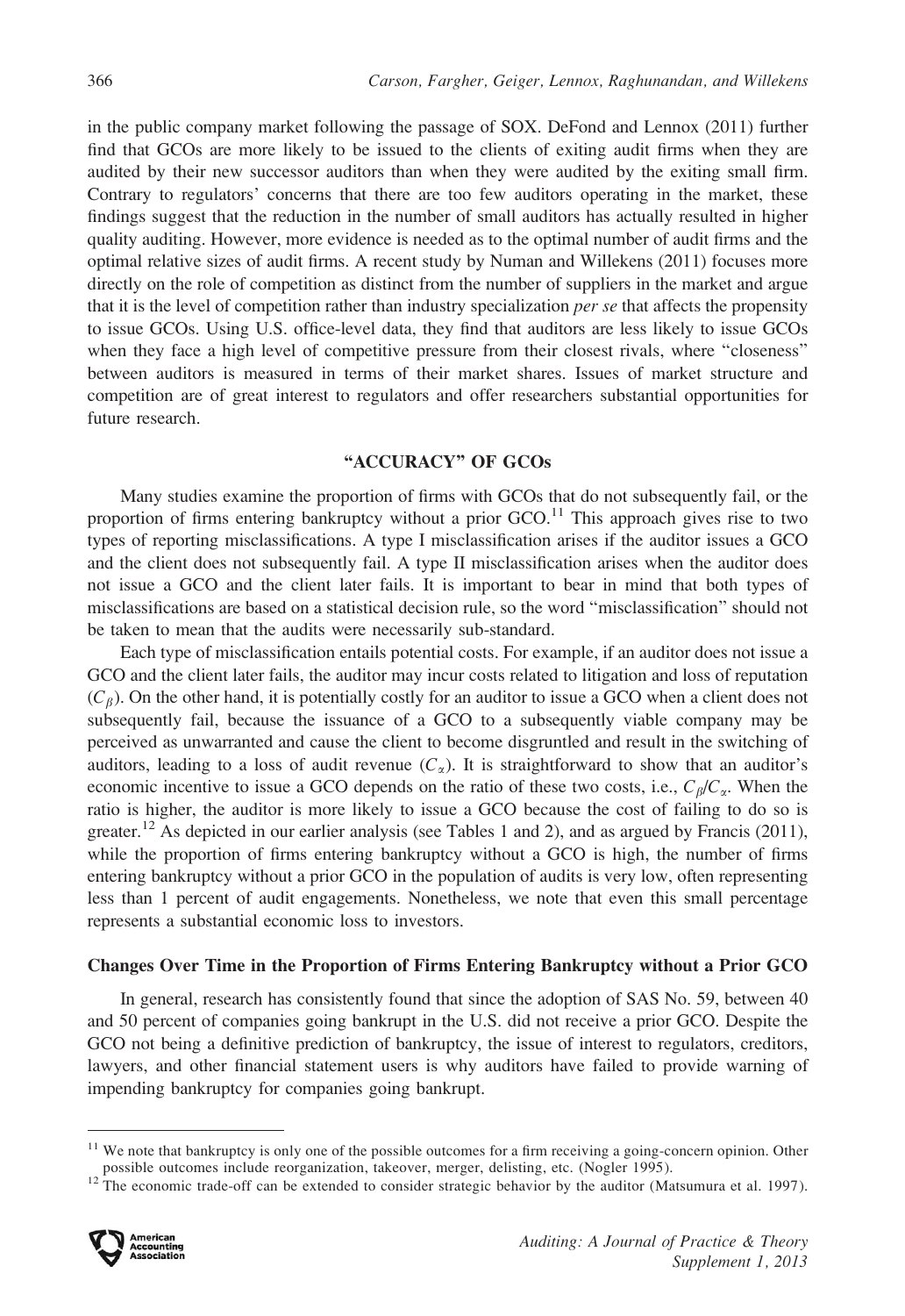in the public company market following the passage of SOX. DeFond and Lennox (2011) further find that GCOs are more likely to be issued to the clients of exiting audit firms when they are audited by their new successor auditors than when they were audited by the exiting small firm. Contrary to regulators' concerns that there are too few auditors operating in the market, these findings suggest that the reduction in the number of small auditors has actually resulted in higher quality auditing. However, more evidence is needed as to the optimal number of audit firms and the optimal relative sizes of audit firms. A recent study by Numan and Willekens (2011) focuses more directly on the role of competition as distinct from the number of suppliers in the market and argue that it is the level of competition rather than industry specialization *per se* that affects the propensity to issue GCOs. Using U.S. office-level data, they find that auditors are less likely to issue GCOs when they face a high level of competitive pressure from their closest rivals, where "closeness" between auditors is measured in terms of their market shares. Issues of market structure and competition are of great interest to regulators and offer researchers substantial opportunities for future research.

## "ACCURACY" OF GCOs

Many studies examine the proportion of firms with GCOs that do not subsequently fail, or the proportion of firms entering bankruptcy without a prior GCO.[11] This approach gives rise to two types of reporting misclassifications. A type I misclassification arises if the auditor issues a GCO and the client does not subsequently fail. A type II misclassification arises when the auditor does not issue a GCO and the client later fails. It is important to bear in mind that both types of misclassifications are based on a statistical decision rule, so the word "misclassification" should not be taken to mean that the audits were necessarily sub-standard.

Each type of misclassification entails potential costs. For example, if an auditor does not issue a GCO and the client later fails, the auditor may incur costs related to litigation and loss of reputation ($C_\beta$). On the other hand, it is potentially costly for an auditor to issue a GCO when a client does not subsequently fail, because the issuance of a GCO to a subsequently viable company may be perceived as unwarranted and cause the client to become disgruntled and result in the switching of auditors, leading to a loss of audit revenue ($C_\alpha$). It is straightforward to show that an auditor's economic incentive to issue a GCO depends on the ratio of these two costs, i.e., $C_\beta/C_\alpha$. When the ratio is higher, the auditor is more likely to issue a GCO because the cost of failing to do so is greater.[12] As depicted in our earlier analysis (see Tables 1 and 2), and as argued by Francis (2011), while the proportion of firms entering bankruptcy without a GCO is high, the number of firms entering bankruptcy without a prior GCO in the population of audits is very low, often representing less than 1 percent of audit engagements. Nonetheless, we note that even this small percentage represents a substantial economic loss to investors.

### Changes Over Time in the Proportion of Firms Entering Bankruptcy without a Prior GCO

In general, research has consistently found that since the adoption of SAS No. 59, between 40 and 50 percent of companies going bankrupt in the U.S. did not receive a prior GCO. Despite the GCO not being a definitive prediction of bankruptcy, the issue of interest to regulators, creditors, lawyers, and other financial statement users is why auditors have failed to provide warning of impending bankruptcy for companies going bankrupt.

---

[11] We note that bankruptcy is only one of the possible outcomes for a firm receiving a going-concern opinion. Other possible outcomes include reorganization, takeover, merger, delisting, etc. (Nogler 1995).

[12] The economic trade-off can be extended to consider strategic behavior by the auditor (Matsumura et al. 1997).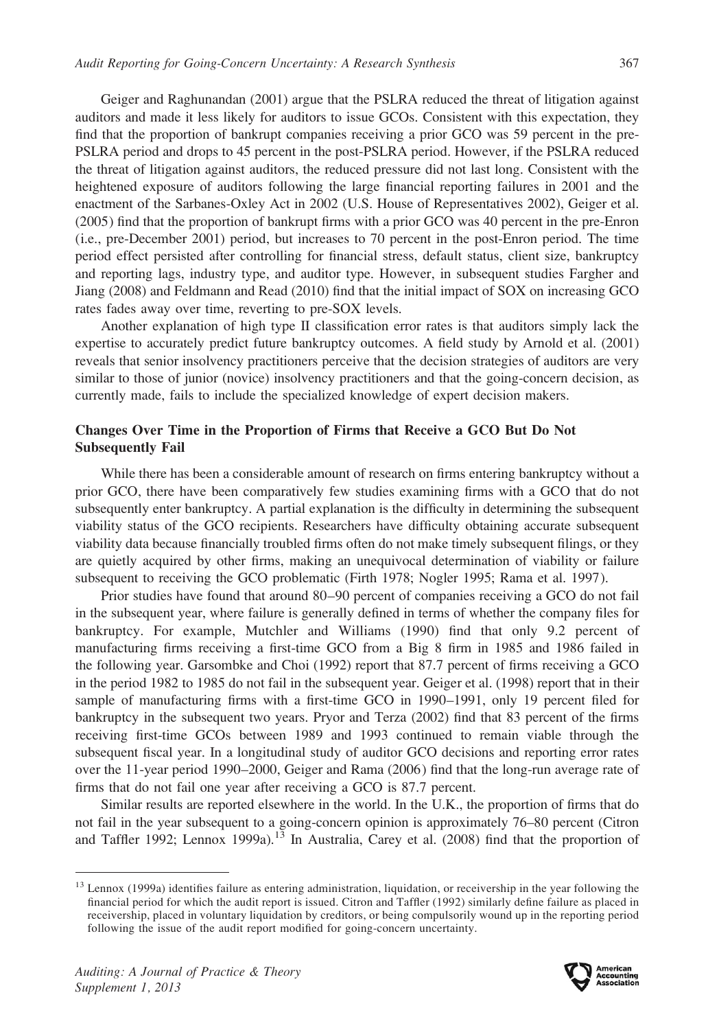Geiger and Raghunandan (2001) argue that the PSLRA reduced the threat of litigation against auditors and made it less likely for auditors to issue GCOs. Consistent with this expectation, they find that the proportion of bankrupt companies receiving a prior GCO was 59 percent in the pre-PSLRA period and drops to 45 percent in the post-PSLRA period. However, if the PSLRA reduced the threat of litigation against auditors, the reduced pressure did not last long. Consistent with the heightened exposure of auditors following the large financial reporting failures in 2001 and the enactment of the Sarbanes-Oxley Act in 2002 (U.S. House of Representatives 2002), Geiger et al. (2005) find that the proportion of bankrupt firms with a prior GCO was 40 percent in the pre-Enron (i.e., pre-December 2001) period, but increases to 70 percent in the post-Enron period. The time period effect persisted after controlling for financial stress, default status, client size, bankruptcy and reporting lags, industry type, and auditor type. However, in subsequent studies Fargher and Jiang (2008) and Feldmann and Read (2010) find that the initial impact of SOX on increasing GCO rates fades away over time, reverting to pre-SOX levels.

Another explanation of high type II classification error rates is that auditors simply lack the expertise to accurately predict future bankruptcy outcomes. A field study by Arnold et al. (2001) reveals that senior insolvency practitioners perceive that the decision strategies of auditors are very similar to those of junior (novice) insolvency practitioners and that the going-concern decision, as currently made, fails to include the specialized knowledge of expert decision makers.

### Changes Over Time in the Proportion of Firms that Receive a GCO But Do Not Subsequently Fail

While there has been a considerable amount of research on firms entering bankruptcy without a prior GCO, there have been comparatively few studies examining firms with a GCO that do not subsequently enter bankruptcy. A partial explanation is the difficulty in determining the subsequent viability status of the GCO recipients. Researchers have difficulty obtaining accurate subsequent viability data because financially troubled firms often do not make timely subsequent filings, or they are quietly acquired by other firms, making an unequivocal determination of viability or failure subsequent to receiving the GCO problematic (Firth 1978; Nogler 1995; Rama et al. 1997).

Prior studies have found that around 80–90 percent of companies receiving a GCO do not fail in the subsequent year, where failure is generally defined in terms of whether the company files for bankruptcy. For example, Mutchler and Williams (1990) find that only 9.2 percent of manufacturing firms receiving a first-time GCO from a Big 8 firm in 1985 and 1986 failed in the following year. Garsombke and Choi (1992) report that 87.7 percent of firms receiving a GCO in the period 1982 to 1985 do not fail in the subsequent year. Geiger et al. (1998) report that in their sample of manufacturing firms with a first-time GCO in 1990–1991, only 19 percent filed for bankruptcy in the subsequent two years. Pryor and Terza (2002) find that 83 percent of the firms receiving first-time GCOs between 1989 and 1993 continued to remain viable through the subsequent fiscal year. In a longitudinal study of auditor GCO decisions and reporting error rates over the 11-year period 1990–2000, Geiger and Rama (2006) find that the long-run average rate of firms that do not fail one year after receiving a GCO is 87.7 percent.

Similar results are reported elsewhere in the world. In the U.K., the proportion of firms that do not fail in the year subsequent to a going-concern opinion is approximately 76–80 percent (Citron and Taffler 1992; Lennox 1999a).[13] In Australia, Carey et al. (2008) find that the proportion of

---

[13] Lennox (1999a) identifies failure as entering administration, liquidation, or receivership in the year following the financial period for which the audit report is issued. Citron and Taffler (1992) similarly define failure as placed in receivership, placed in voluntary liquidation by creditors, or being compulsorily wound up in the reporting period following the issue of the audit report modified for going-concern uncertainty.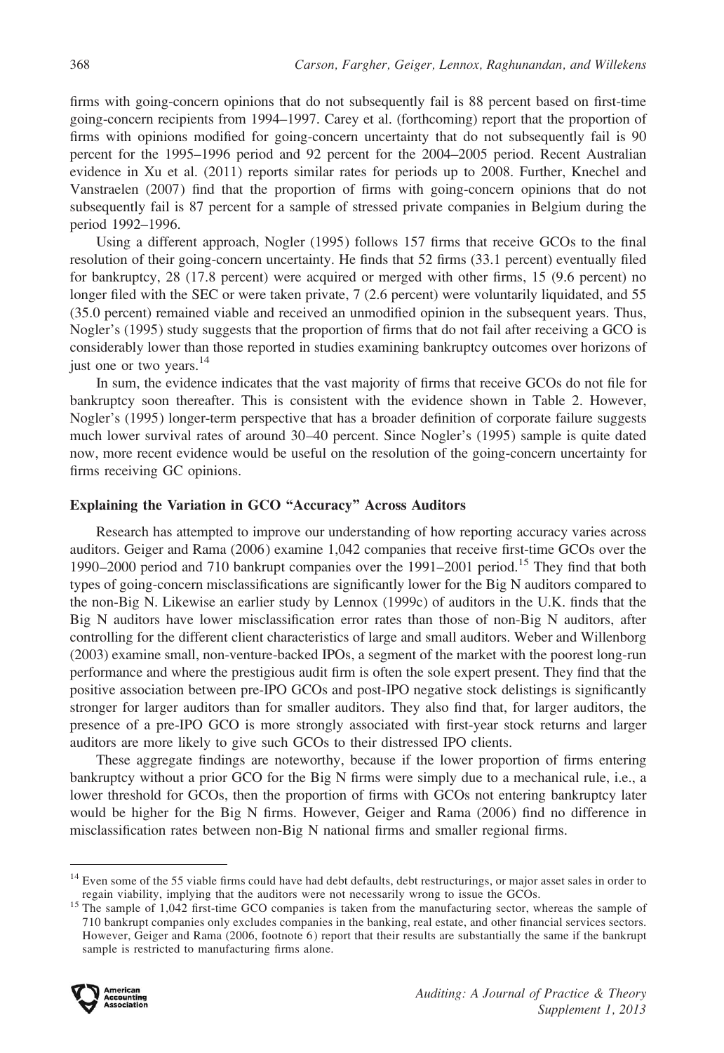firms with going-concern opinions that do not subsequently fail is 88 percent based on first-time going-concern recipients from 1994–1997. Carey et al. (forthcoming) report that the proportion of firms with opinions modified for going-concern uncertainty that do not subsequently fail is 90 percent for the 1995–1996 period and 92 percent for the 2004–2005 period. Recent Australian evidence in Xu et al. (2011) reports similar rates for periods up to 2008. Further, Knechel and Vanstraelen (2007) find that the proportion of firms with going-concern opinions that do not subsequently fail is 87 percent for a sample of stressed private companies in Belgium during the period 1992–1996.

Using a different approach, Nogler (1995) follows 157 firms that receive GCOs to the final resolution of their going-concern uncertainty. He finds that 52 firms (33.1 percent) eventually filed for bankruptcy, 28 (17.8 percent) were acquired or merged with other firms, 15 (9.6 percent) no longer filed with the SEC or were taken private, 7 (2.6 percent) were voluntarily liquidated, and 55 (35.0 percent) remained viable and received an unmodified opinion in the subsequent years. Thus, Nogler's (1995) study suggests that the proportion of firms that do not fail after receiving a GCO is considerably lower than those reported in studies examining bankruptcy outcomes over horizons of just one or two years.[14]

In sum, the evidence indicates that the vast majority of firms that receive GCOs do not file for bankruptcy soon thereafter. This is consistent with the evidence shown in Table 2. However, Nogler's (1995) longer-term perspective that has a broader definition of corporate failure suggests much lower survival rates of around 30–40 percent. Since Nogler's (1995) sample is quite dated now, more recent evidence would be useful on the resolution of the going-concern uncertainty for firms receiving GC opinions.

### Explaining the Variation in GCO "Accuracy" Across Auditors

Research has attempted to improve our understanding of how reporting accuracy varies across auditors. Geiger and Rama (2006) examine 1,042 companies that receive first-time GCOs over the 1990–2000 period and 710 bankrupt companies over the 1991–2001 period.[15] They find that both types of going-concern misclassifications are significantly lower for the Big N auditors compared to the non-Big N. Likewise an earlier study by Lennox (1999c) of auditors in the U.K. finds that the Big N auditors have lower misclassification error rates than those of non-Big N auditors, after controlling for the different client characteristics of large and small auditors. Weber and Willenborg (2003) examine small, non-venture-backed IPOs, a segment of the market with the poorest long-run performance and where the prestigious audit firm is often the sole expert present. They find that the positive association between pre-IPO GCOs and post-IPO negative stock delistings is significantly stronger for larger auditors than for smaller auditors. They also find that, for larger auditors, the presence of a pre-IPO GCO is more strongly associated with first-year stock returns and larger auditors are more likely to give such GCOs to their distressed IPO clients.

These aggregate findings are noteworthy, because if the lower proportion of firms entering bankruptcy without a prior GCO for the Big N firms were simply due to a mechanical rule, i.e., a lower threshold for GCOs, then the proportion of firms with GCOs not entering bankruptcy later would be higher for the Big N firms. However, Geiger and Rama (2006) find no difference in misclassification rates between non-Big N national firms and smaller regional firms.

---

[14] Even some of the 55 viable firms could have had debt defaults, debt restructurings, or major asset sales in order to regain viability, implying that the auditors were not necessarily wrong to issue the GCOs.

[15] The sample of 1,042 first-time GCO companies is taken from the manufacturing sector, whereas the sample of 710 bankrupt companies only excludes companies in the banking, real estate, and other financial services sectors. However, Geiger and Rama (2006, footnote 6) report that their results are substantially the same if the bankrupt sample is restricted to manufacturing firms alone.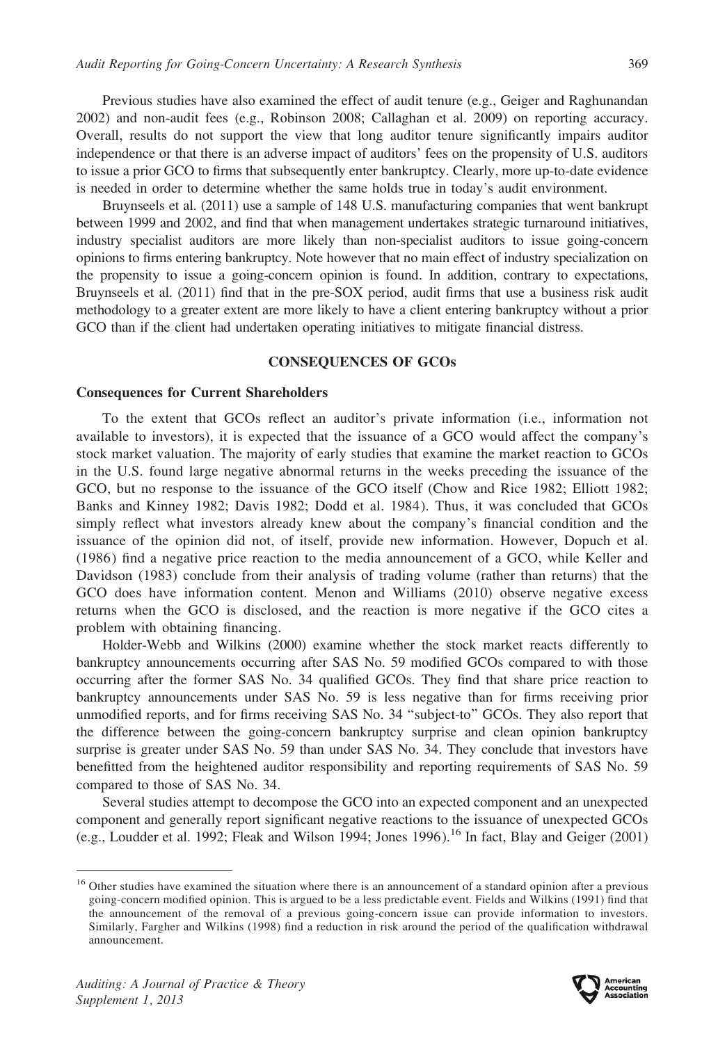Previous studies have also examined the effect of audit tenure (e.g., Geiger and Raghunandan 2002) and non-audit fees (e.g., Robinson 2008; Callaghan et al. 2009) on reporting accuracy. Overall, results do not support the view that long auditor tenure significantly impairs auditor independence or that there is an adverse impact of auditors' fees on the propensity of U.S. auditors to issue a prior GCO to firms that subsequently enter bankruptcy. Clearly, more up-to-date evidence is needed in order to determine whether the same holds true in today's audit environment.

Bruynseels et al. (2011) use a sample of 148 U.S. manufacturing companies that went bankrupt between 1999 and 2002, and find that when management undertakes strategic turnaround initiatives, industry specialist auditors are more likely than non-specialist auditors to issue going-concern opinions to firms entering bankruptcy. Note however that no main effect of industry specialization on the propensity to issue a going-concern opinion is found. In addition, contrary to expectations, Bruynseels et al. (2011) find that in the pre-SOX period, audit firms that use a business risk audit methodology to a greater extent are more likely to have a client entering bankruptcy without a prior GCO than if the client had undertaken operating initiatives to mitigate financial distress.

## CONSEQUENCES OF GCOs

### Consequences for Current Shareholders

To the extent that GCOs reflect an auditor's private information (i.e., information not available to investors), it is expected that the issuance of a GCO would affect the company's stock market valuation. The majority of early studies that examine the market reaction to GCOs in the U.S. found large negative abnormal returns in the weeks preceding the issuance of the GCO, but no response to the issuance of the GCO itself (Chow and Rice 1982; Elliott 1982; Banks and Kinney 1982; Davis 1982; Dodd et al. 1984). Thus, it was concluded that GCOs simply reflect what investors already knew about the company's financial condition and the issuance of the opinion did not, of itself, provide new information. However, Dopuch et al. (1986) find a negative price reaction to the media announcement of a GCO, while Keller and Davidson (1983) conclude from their analysis of trading volume (rather than returns) that the GCO does have information content. Menon and Williams (2010) observe negative excess returns when the GCO is disclosed, and the reaction is more negative if the GCO cites a problem with obtaining financing.

Holder-Webb and Wilkins (2000) examine whether the stock market reacts differently to bankruptcy announcements occurring after SAS No. 59 modified GCOs compared to with those occurring after the former SAS No. 34 qualified GCOs. They find that share price reaction to bankruptcy announcements under SAS No. 59 is less negative than for firms receiving prior unmodified reports, and for firms receiving SAS No. 34 "subject-to" GCOs. They also report that the difference between the going-concern bankruptcy surprise and clean opinion bankruptcy surprise is greater under SAS No. 59 than under SAS No. 34. They conclude that investors have benefitted from the heightened auditor responsibility and reporting requirements of SAS No. 59 compared to those of SAS No. 34.

Several studies attempt to decompose the GCO into an expected component and an unexpected component and generally report significant negative reactions to the issuance of unexpected GCOs (e.g., Loudder et al. 1992; Fleak and Wilson 1994; Jones 1996).[16] In fact, Blay and Geiger (2001)

[16] Other studies have examined the situation where there is an announcement of a standard opinion after a previous going-concern modified opinion. This is argued to be a less predictable event. Fields and Wilkins (1991) find that the announcement of the removal of a previous going-concern issue can provide information to investors. Similarly, Fargher and Wilkins (1998) find a reduction in risk around the period of the qualification withdrawal announcement.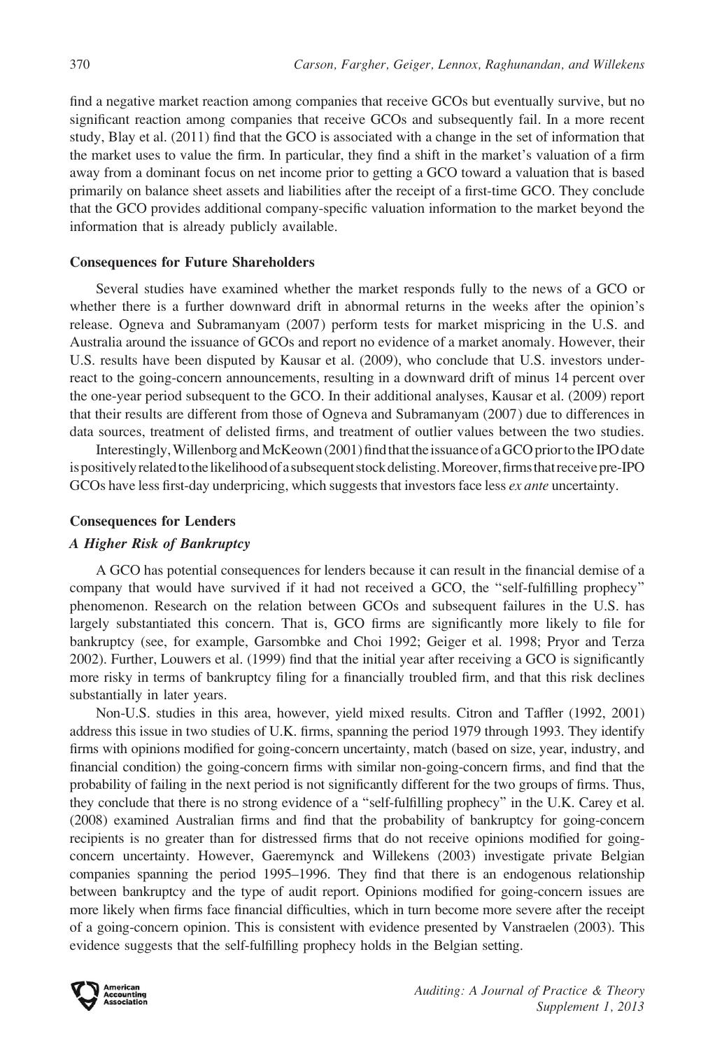find a negative market reaction among companies that receive GCOs but eventually survive, but no significant reaction among companies that receive GCOs and subsequently fail. In a more recent study, Blay et al. (2011) find that the GCO is associated with a change in the set of information that the market uses to value the firm. In particular, they find a shift in the market's valuation of a firm away from a dominant focus on net income prior to getting a GCO toward a valuation that is based primarily on balance sheet assets and liabilities after the receipt of a first-time GCO. They conclude that the GCO provides additional company-specific valuation information to the market beyond the information that is already publicly available.

### Consequences for Future Shareholders

Several studies have examined whether the market responds fully to the news of a GCO or whether there is a further downward drift in abnormal returns in the weeks after the opinion's release. Ogneva and Subramanyam (2007) perform tests for market mispricing in the U.S. and Australia around the issuance of GCOs and report no evidence of a market anomaly. However, their U.S. results have been disputed by Kausar et al. (2009), who conclude that U.S. investors underreact to the going-concern announcements, resulting in a downward drift of minus 14 percent over the one-year period subsequent to the GCO. In their additional analyses, Kausar et al. (2009) report that their results are different from those of Ogneva and Subramanyam (2007) due to differences in data sources, treatment of delisted firms, and treatment of outlier values between the two studies.

Interestingly, Willenborg and McKeown (2001) find that the issuance of a GCO prior to the IPO date is positively related to the likelihood of a subsequent stock delisting. Moreover, firms that receive pre-IPO GCOs have less first-day underpricing, which suggests that investors face less *ex ante* uncertainty.

### Consequences for Lenders

#### *A Higher Risk of Bankruptcy*

A GCO has potential consequences for lenders because it can result in the financial demise of a company that would have survived if it had not received a GCO, the "self-fulfilling prophecy" phenomenon. Research on the relation between GCOs and subsequent failures in the U.S. has largely substantiated this concern. That is, GCO firms are significantly more likely to file for bankruptcy (see, for example, Garsombke and Choi 1992; Geiger et al. 1998; Pryor and Terza 2002). Further, Louwers et al. (1999) find that the initial year after receiving a GCO is significantly more risky in terms of bankruptcy filing for a financially troubled firm, and that this risk declines substantially in later years.

Non-U.S. studies in this area, however, yield mixed results. Citron and Taffler (1992, 2001) address this issue in two studies of U.K. firms, spanning the period 1979 through 1993. They identify firms with opinions modified for going-concern uncertainty, match (based on size, year, industry, and financial condition) the going-concern firms with similar non-going-concern firms, and find that the probability of failing in the next period is not significantly different for the two groups of firms. Thus, they conclude that there is no strong evidence of a "self-fulfilling prophecy" in the U.K. Carey et al. (2008) examined Australian firms and find that the probability of bankruptcy for going-concern recipients is no greater than for distressed firms that do not receive opinions modified for going-concern uncertainty. However, Gaeremynck and Willekens (2003) investigate private Belgian companies spanning the period 1995–1996. They find that there is an endogenous relationship between bankruptcy and the type of audit report. Opinions modified for going-concern issues are more likely when firms face financial difficulties, which in turn become more severe after the receipt of a going-concern opinion. This is consistent with evidence presented by Vanstraelen (2003). This evidence suggests that the self-fulfilling prophecy holds in the Belgian setting.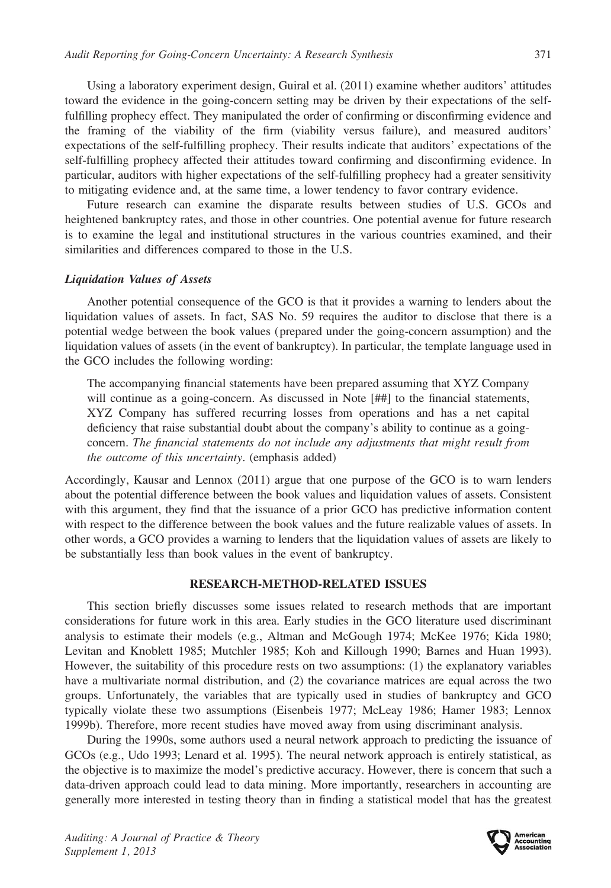Using a laboratory experiment design, Guiral et al. (2011) examine whether auditors' attitudes toward the evidence in the going-concern setting may be driven by their expectations of the self-fulfilling prophecy effect. They manipulated the order of confirming or disconfirming evidence and the framing of the viability of the firm (viability versus failure), and measured auditors' expectations of the self-fulfilling prophecy. Their results indicate that auditors' expectations of the self-fulfilling prophecy affected their attitudes toward confirming and disconfirming evidence. In particular, auditors with higher expectations of the self-fulfilling prophecy had a greater sensitivity to mitigating evidence and, at the same time, a lower tendency to favor contrary evidence.

Future research can examine the disparate results between studies of U.S. GCOs and heightened bankruptcy rates, and those in other countries. One potential avenue for future research is to examine the legal and institutional structures in the various countries examined, and their similarities and differences compared to those in the U.S.

### *Liquidation Values of Assets*

Another potential consequence of the GCO is that it provides a warning to lenders about the liquidation values of assets. In fact, SAS No. 59 requires the auditor to disclose that there is a potential wedge between the book values (prepared under the going-concern assumption) and the liquidation values of assets (in the event of bankruptcy). In particular, the template language used in the GCO includes the following wording:

> The accompanying financial statements have been prepared assuming that XYZ Company will continue as a going-concern. As discussed in Note [##] to the financial statements, XYZ Company has suffered recurring losses from operations and has a net capital deficiency that raise substantial doubt about the company's ability to continue as a going-concern. *The financial statements do not include any adjustments that might result from the outcome of this uncertainty*. (emphasis added)

Accordingly, Kausar and Lennox (2011) argue that one purpose of the GCO is to warn lenders about the potential difference between the book values and liquidation values of assets. Consistent with this argument, they find that the issuance of a prior GCO has predictive information content with respect to the difference between the book values and the future realizable values of assets. In other words, a GCO provides a warning to lenders that the liquidation values of assets are likely to be substantially less than book values in the event of bankruptcy.

## RESEARCH-METHOD-RELATED ISSUES

This section briefly discusses some issues related to research methods that are important considerations for future work in this area. Early studies in the GCO literature used discriminant analysis to estimate their models (e.g., Altman and McGough 1974; McKee 1976; Kida 1980; Levitan and Knoblett 1985; Mutchler 1985; Koh and Killough 1990; Barnes and Huan 1993). However, the suitability of this procedure rests on two assumptions: (1) the explanatory variables have a multivariate normal distribution, and (2) the covariance matrices are equal across the two groups. Unfortunately, the variables that are typically used in studies of bankruptcy and GCO typically violate these two assumptions (Eisenbeis 1977; McLeay 1986; Hamer 1983; Lennox 1999b). Therefore, more recent studies have moved away from using discriminant analysis.

During the 1990s, some authors used a neural network approach to predicting the issuance of GCOs (e.g., Udo 1993; Lenard et al. 1995). The neural network approach is entirely statistical, as the objective is to maximize the model's predictive accuracy. However, there is concern that such a data-driven approach could lead to data mining. More importantly, researchers in accounting are generally more interested in testing theory than in finding a statistical model that has the greatest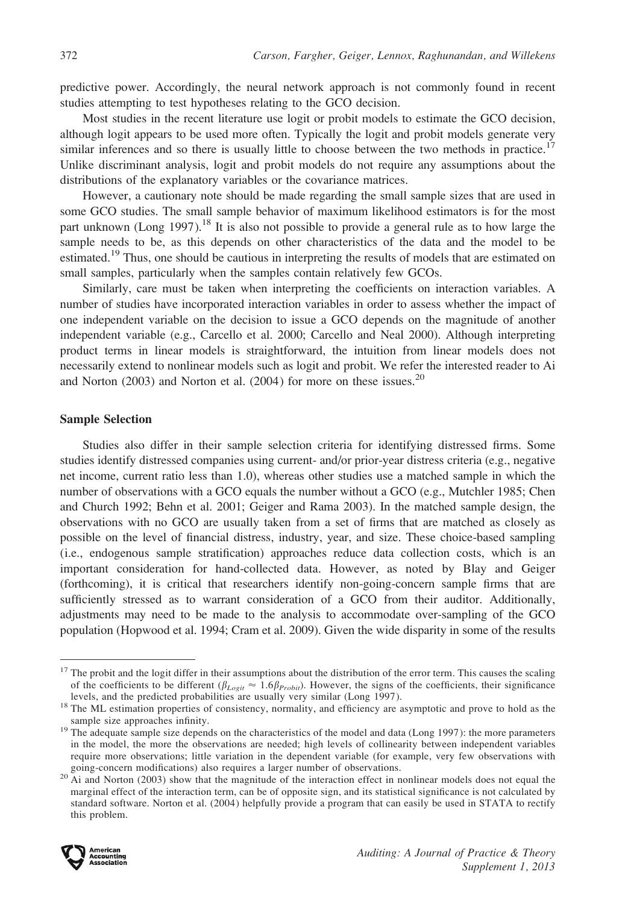predictive power. Accordingly, the neural network approach is not commonly found in recent studies attempting to test hypotheses relating to the GCO decision.

Most studies in the recent literature use logit or probit models to estimate the GCO decision, although logit appears to be used more often. Typically the logit and probit models generate very similar inferences and so there is usually little to choose between the two methods in practice.[17] Unlike discriminant analysis, logit and probit models do not require any assumptions about the distributions of the explanatory variables or the covariance matrices.

However, a cautionary note should be made regarding the small sample sizes that are used in some GCO studies. The small sample behavior of maximum likelihood estimators is for the most part unknown (Long 1997).[18] It is also not possible to provide a general rule as to how large the sample needs to be, as this depends on other characteristics of the data and the model to be estimated.[19] Thus, one should be cautious in interpreting the results of models that are estimated on small samples, particularly when the samples contain relatively few GCOs.

Similarly, care must be taken when interpreting the coefficients on interaction variables. A number of studies have incorporated interaction variables in order to assess whether the impact of one independent variable on the decision to issue a GCO depends on the magnitude of another independent variable (e.g., Carcello et al. 2000; Carcello and Neal 2000). Although interpreting product terms in linear models is straightforward, the intuition from linear models does not necessarily extend to nonlinear models such as logit and probit. We refer the interested reader to Ai and Norton (2003) and Norton et al. (2004) for more on these issues.[20]

### Sample Selection

Studies also differ in their sample selection criteria for identifying distressed firms. Some studies identify distressed companies using current- and/or prior-year distress criteria (e.g., negative net income, current ratio less than 1.0), whereas other studies use a matched sample in which the number of observations with a GCO equals the number without a GCO (e.g., Mutchler 1985; Chen and Church 1992; Behn et al. 2001; Geiger and Rama 2003). In the matched sample design, the observations with no GCO are usually taken from a set of firms that are matched as closely as possible on the level of financial distress, industry, year, and size. These choice-based sampling (i.e., endogenous sample stratification) approaches reduce data collection costs, which is an important consideration for hand-collected data. However, as noted by Blay and Geiger (forthcoming), it is critical that researchers identify non-going-concern sample firms that are sufficiently stressed as to warrant consideration of a GCO from their auditor. Additionally, adjustments may need to be made to the analysis to accommodate over-sampling of the GCO population (Hopwood et al. 1994; Cram et al. 2009). Given the wide disparity in some of the results

---

[17] The probit and the logit differ in their assumptions about the distribution of the error term. This causes the scaling of the coefficients to be different ($\beta_{Logit} \approx 1.6\beta_{Probit}$). However, the signs of the coefficients, their significance levels, and the predicted probabilities are usually very similar (Long 1997).

[18] The ML estimation properties of consistency, normality, and efficiency are asymptotic and prove to hold as the sample size approaches infinity.

[19] The adequate sample size depends on the characteristics of the model and data (Long 1997): the more parameters in the model, the more the observations are needed; high levels of collinearity between independent variables require more observations; little variation in the dependent variable (for example, very few observations with going-concern modifications) also requires a larger number of observations.

[20] Ai and Norton (2003) show that the magnitude of the interaction effect in nonlinear models does not equal the marginal effect of the interaction term, can be of opposite sign, and its statistical significance is not calculated by standard software. Norton et al. (2004) helpfully provide a program that can easily be used in STATA to rectify this problem.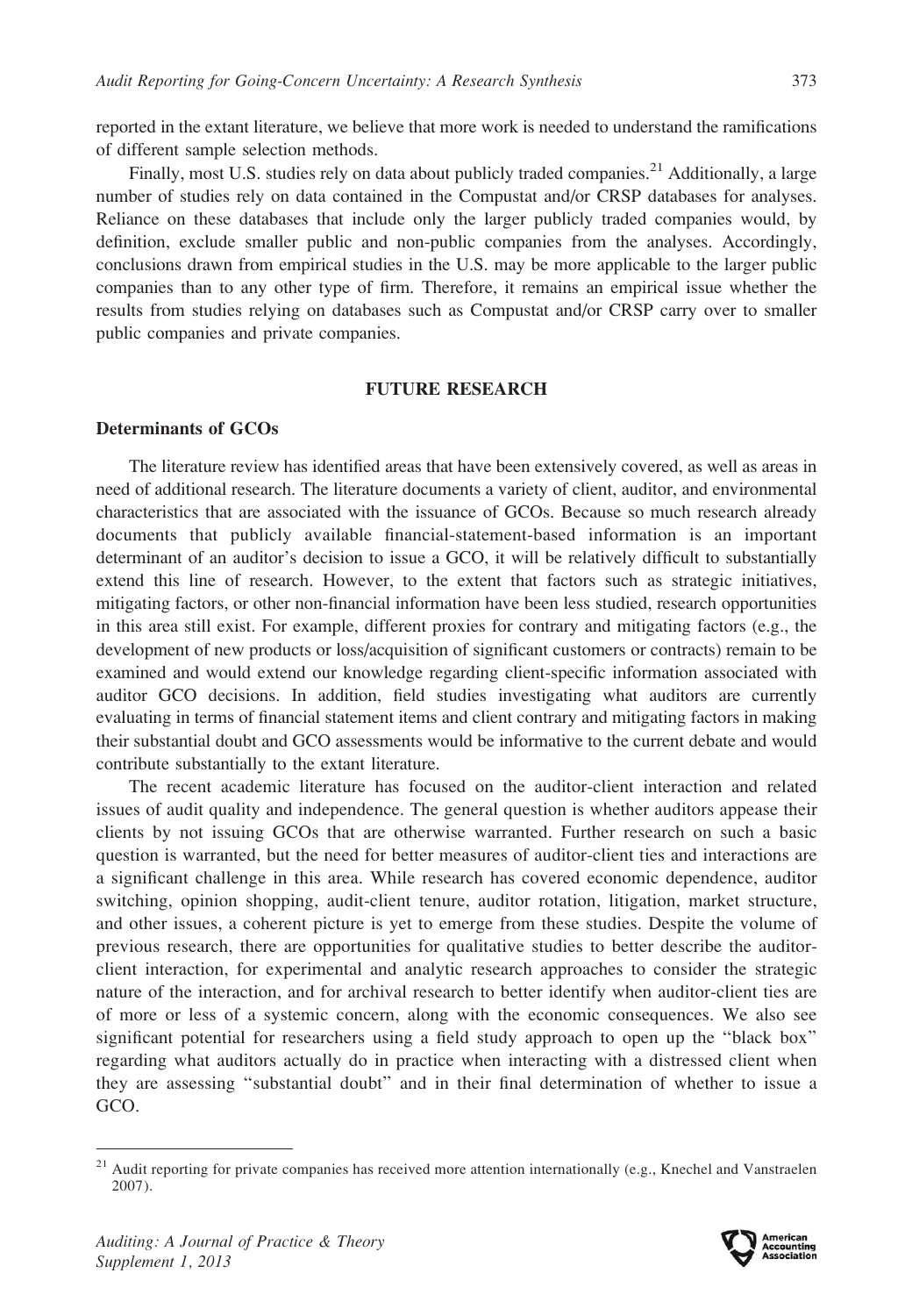reported in the extant literature, we believe that more work is needed to understand the ramifications of different sample selection methods.

Finally, most U.S. studies rely on data about publicly traded companies.[21] Additionally, a large number of studies rely on data contained in the Compustat and/or CRSP databases for analyses. Reliance on these databases that include only the larger publicly traded companies would, by definition, exclude smaller public and non-public companies from the analyses. Accordingly, conclusions drawn from empirical studies in the U.S. may be more applicable to the larger public companies than to any other type of firm. Therefore, it remains an empirical issue whether the results from studies relying on databases such as Compustat and/or CRSP carry over to smaller public companies and private companies.

## FUTURE RESEARCH

### Determinants of GCOs

The literature review has identified areas that have been extensively covered, as well as areas in need of additional research. The literature documents a variety of client, auditor, and environmental characteristics that are associated with the issuance of GCOs. Because so much research already documents that publicly available financial-statement-based information is an important determinant of an auditor's decision to issue a GCO, it will be relatively difficult to substantially extend this line of research. However, to the extent that factors such as strategic initiatives, mitigating factors, or other non-financial information have been less studied, research opportunities in this area still exist. For example, different proxies for contrary and mitigating factors (e.g., the development of new products or loss/acquisition of significant customers or contracts) remain to be examined and would extend our knowledge regarding client-specific information associated with auditor GCO decisions. In addition, field studies investigating what auditors are currently evaluating in terms of financial statement items and client contrary and mitigating factors in making their substantial doubt and GCO assessments would be informative to the current debate and would contribute substantially to the extant literature.

The recent academic literature has focused on the auditor-client interaction and related issues of audit quality and independence. The general question is whether auditors appease their clients by not issuing GCOs that are otherwise warranted. Further research on such a basic question is warranted, but the need for better measures of auditor-client ties and interactions are a significant challenge in this area. While research has covered economic dependence, auditor switching, opinion shopping, audit-client tenure, auditor rotation, litigation, market structure, and other issues, a coherent picture is yet to emerge from these studies. Despite the volume of previous research, there are opportunities for qualitative studies to better describe the auditor-client interaction, for experimental and analytic research approaches to consider the strategic nature of the interaction, and for archival research to better identify when auditor-client ties are of more or less of a systemic concern, along with the economic consequences. We also see significant potential for researchers using a field study approach to open up the "black box" regarding what auditors actually do in practice when interacting with a distressed client when they are assessing "substantial doubt" and in their final determination of whether to issue a GCO.

[21] Audit reporting for private companies has received more attention internationally (e.g., Knechel and Vanstraelen 2007).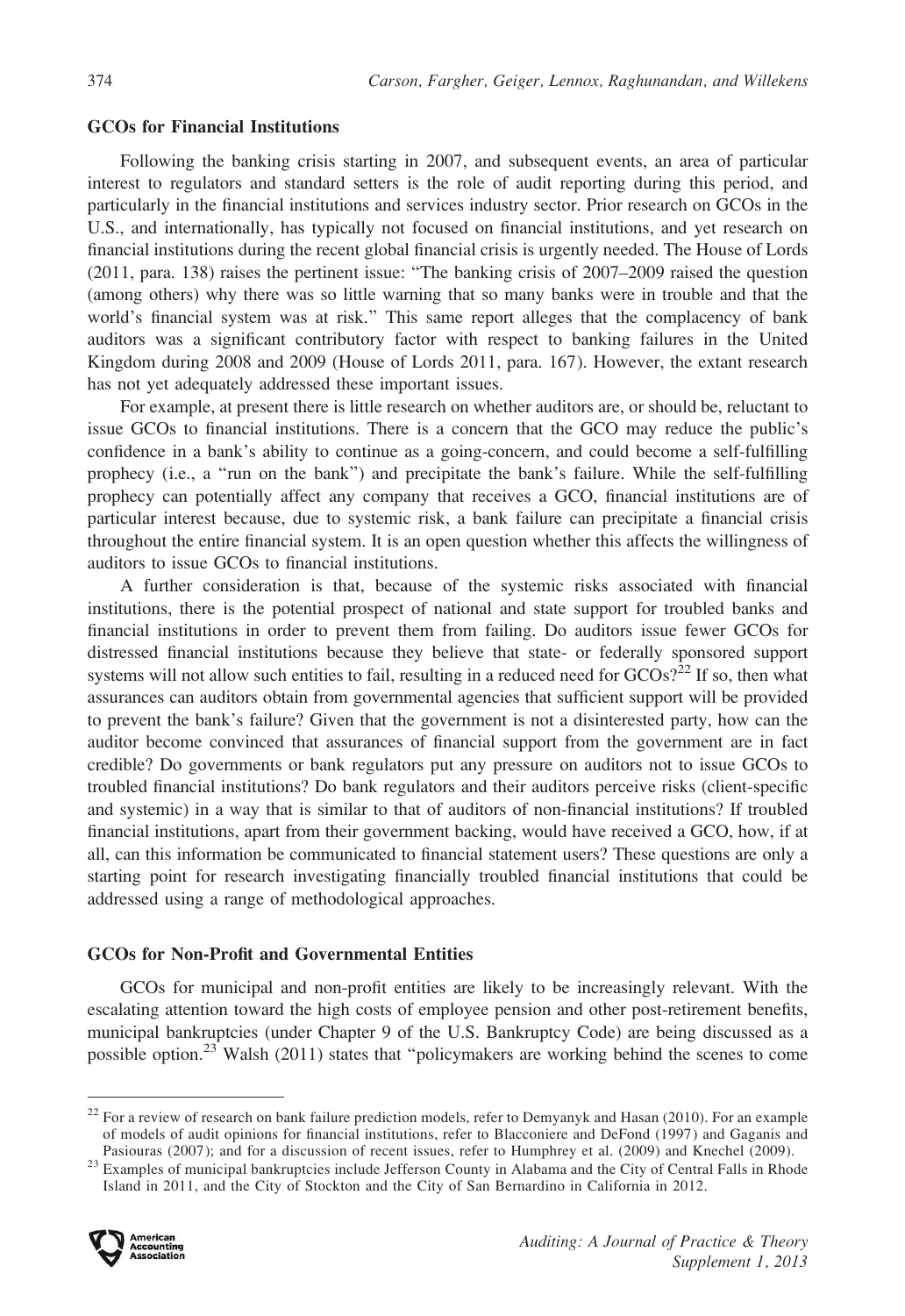### GCOs for Financial Institutions

Following the banking crisis starting in 2007, and subsequent events, an area of particular interest to regulators and standard setters is the role of audit reporting during this period, and particularly in the financial institutions and services industry sector. Prior research on GCOs in the U.S., and internationally, has typically not focused on financial institutions, and yet research on financial institutions during the recent global financial crisis is urgently needed. The House of Lords (2011, para. 138) raises the pertinent issue: "The banking crisis of 2007–2009 raised the question (among others) why there was so little warning that so many banks were in trouble and that the world's financial system was at risk." This same report alleges that the complacency of bank auditors was a significant contributory factor with respect to banking failures in the United Kingdom during 2008 and 2009 (House of Lords 2011, para. 167). However, the extant research has not yet adequately addressed these important issues.

For example, at present there is little research on whether auditors are, or should be, reluctant to issue GCOs to financial institutions. There is a concern that the GCO may reduce the public's confidence in a bank's ability to continue as a going-concern, and could become a self-fulfilling prophecy (i.e., a "run on the bank") and precipitate the bank's failure. While the self-fulfilling prophecy can potentially affect any company that receives a GCO, financial institutions are of particular interest because, due to systemic risk, a bank failure can precipitate a financial crisis throughout the entire financial system. It is an open question whether this affects the willingness of auditors to issue GCOs to financial institutions.

A further consideration is that, because of the systemic risks associated with financial institutions, there is the potential prospect of national and state support for troubled banks and financial institutions in order to prevent them from failing. Do auditors issue fewer GCOs for distressed financial institutions because they believe that state- or federally sponsored support systems will not allow such entities to fail, resulting in a reduced need for GCOs?[22] If so, then what assurances can auditors obtain from governmental agencies that sufficient support will be provided to prevent the bank's failure? Given that the government is not a disinterested party, how can the auditor become convinced that assurances of financial support from the government are in fact credible? Do governments or bank regulators put any pressure on auditors not to issue GCOs to troubled financial institutions? Do bank regulators and their auditors perceive risks (client-specific and systemic) in a way that is similar to that of auditors of non-financial institutions? If troubled financial institutions, apart from their government backing, would have received a GCO, how, if at all, can this information be communicated to financial statement users? These questions are only a starting point for research investigating financially troubled financial institutions that could be addressed using a range of methodological approaches.

### GCOs for Non-Profit and Governmental Entities

GCOs for municipal and non-profit entities are likely to be increasingly relevant. With the escalating attention toward the high costs of employee pension and other post-retirement benefits, municipal bankruptcies (under Chapter 9 of the U.S. Bankruptcy Code) are being discussed as a possible option.[23] Walsh (2011) states that "policymakers are working behind the scenes to come

---

[22] For a review of research on bank failure prediction models, refer to Demyanyk and Hasan (2010). For an example of models of audit opinions for financial institutions, refer to Blacconiere and DeFond (1997) and Gaganis and Pasiouras (2007); and for a discussion of recent issues, refer to Humphrey et al. (2009) and Knechel (2009).

[23] Examples of municipal bankruptcies include Jefferson County in Alabama and the City of Central Falls in Rhode Island in 2011, and the City of Stockton and the City of San Bernardino in California in 2012.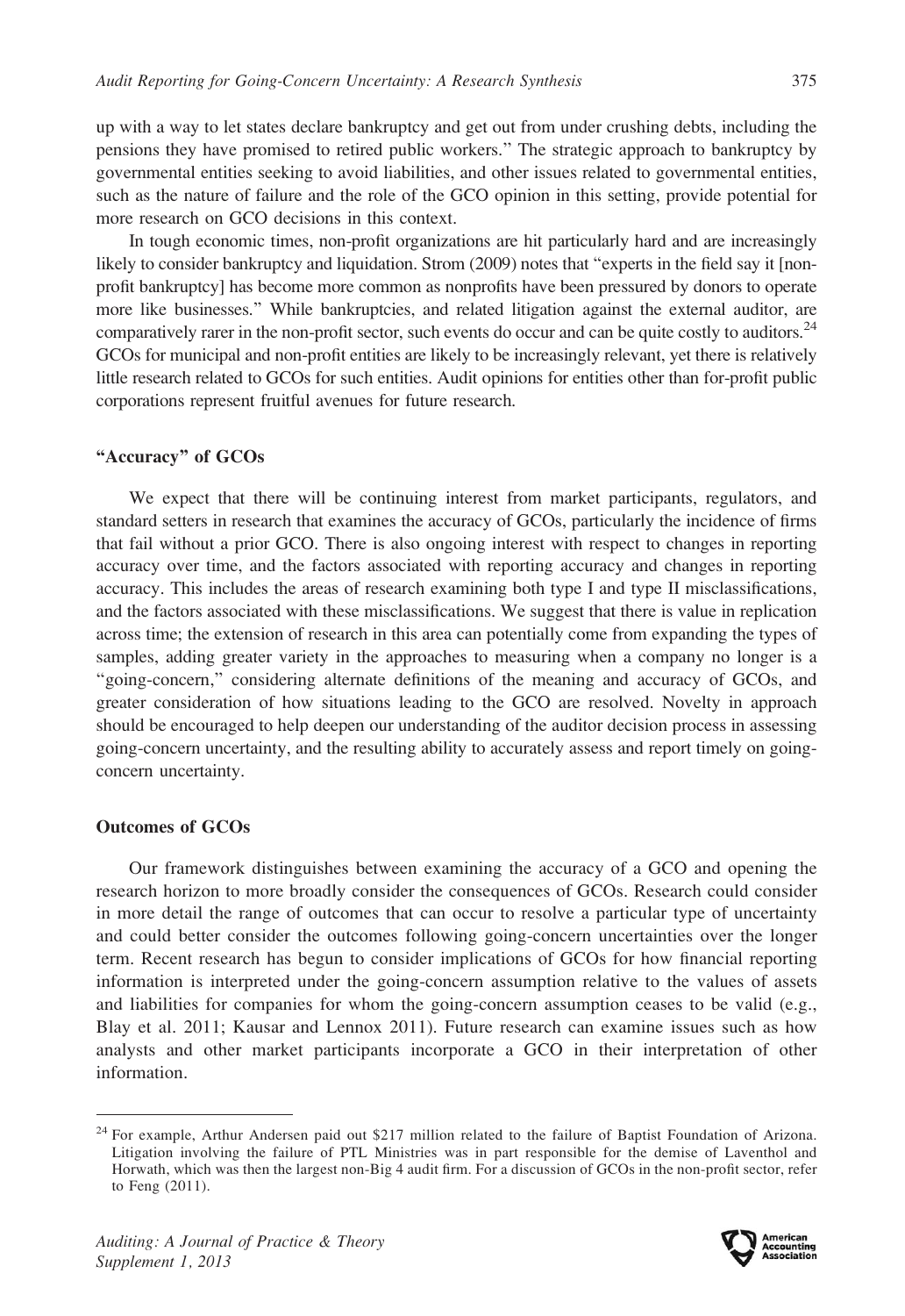up with a way to let states declare bankruptcy and get out from under crushing debts, including the pensions they have promised to retired public workers.'' The strategic approach to bankruptcy by governmental entities seeking to avoid liabilities, and other issues related to governmental entities, such as the nature of failure and the role of the GCO opinion in this setting, provide potential for more research on GCO decisions in this context.

In tough economic times, non-profit organizations are hit particularly hard and are increasingly likely to consider bankruptcy and liquidation. Strom (2009) notes that ''experts in the field say it [non-profit bankruptcy] has become more common as nonprofits have been pressured by donors to operate more like businesses.'' While bankruptcies, and related litigation against the external auditor, are comparatively rarer in the non-profit sector, such events do occur and can be quite costly to auditors.[24] GCOs for municipal and non-profit entities are likely to be increasingly relevant, yet there is relatively little research related to GCOs for such entities. Audit opinions for entities other than for-profit public corporations represent fruitful avenues for future research.

### ''Accuracy'' of GCOs

We expect that there will be continuing interest from market participants, regulators, and standard setters in research that examines the accuracy of GCOs, particularly the incidence of firms that fail without a prior GCO. There is also ongoing interest with respect to changes in reporting accuracy over time, and the factors associated with reporting accuracy and changes in reporting accuracy. This includes the areas of research examining both type I and type II misclassifications, and the factors associated with these misclassifications. We suggest that there is value in replication across time; the extension of research in this area can potentially come from expanding the types of samples, adding greater variety in the approaches to measuring when a company no longer is a ''going-concern,'' considering alternate definitions of the meaning and accuracy of GCOs, and greater consideration of how situations leading to the GCO are resolved. Novelty in approach should be encouraged to help deepen our understanding of the auditor decision process in assessing going-concern uncertainty, and the resulting ability to accurately assess and report timely on going-concern uncertainty.

### Outcomes of GCOs

Our framework distinguishes between examining the accuracy of a GCO and opening the research horizon to more broadly consider the consequences of GCOs. Research could consider in more detail the range of outcomes that can occur to resolve a particular type of uncertainty and could better consider the outcomes following going-concern uncertainties over the longer term. Recent research has begun to consider implications of GCOs for how financial reporting information is interpreted under the going-concern assumption relative to the values of assets and liabilities for companies for whom the going-concern assumption ceases to be valid (e.g., Blay et al. 2011; Kausar and Lennox 2011). Future research can examine issues such as how analysts and other market participants incorporate a GCO in their interpretation of other information.

---

[24] For example, Arthur Andersen paid out $217 million related to the failure of Baptist Foundation of Arizona. Litigation involving the failure of PTL Ministries was in part responsible for the demise of Laventhol and Horwath, which was then the largest non-Big 4 audit firm. For a discussion of GCOs in the non-profit sector, refer to Feng (2011).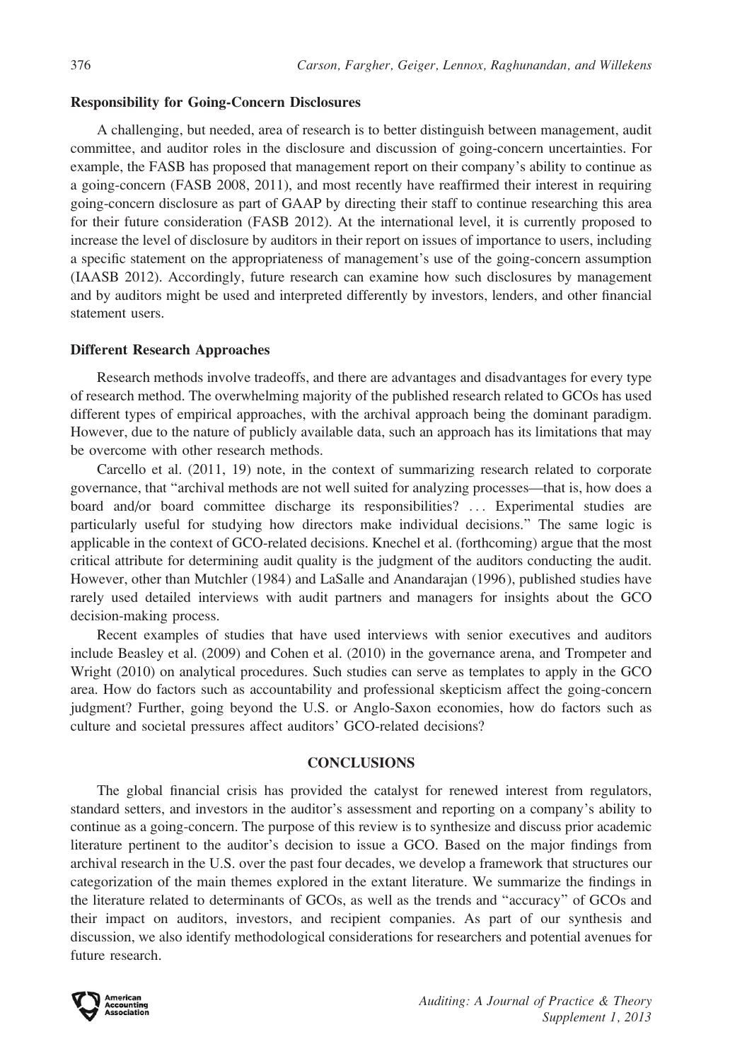### Responsibility for Going-Concern Disclosures

A challenging, but needed, area of research is to better distinguish between management, audit committee, and auditor roles in the disclosure and discussion of going-concern uncertainties. For example, the FASB has proposed that management report on their company's ability to continue as a going-concern (FASB 2008, 2011), and most recently have reaffirmed their interest in requiring going-concern disclosure as part of GAAP by directing their staff to continue researching this area for their future consideration (FASB 2012). At the international level, it is currently proposed to increase the level of disclosure by auditors in their report on issues of importance to users, including a specific statement on the appropriateness of management's use of the going-concern assumption (IAASB 2012). Accordingly, future research can examine how such disclosures by management and by auditors might be used and interpreted differently by investors, lenders, and other financial statement users.

### Different Research Approaches

Research methods involve tradeoffs, and there are advantages and disadvantages for every type of research method. The overwhelming majority of the published research related to GCOs has used different types of empirical approaches, with the archival approach being the dominant paradigm. However, due to the nature of publicly available data, such an approach has its limitations that may be overcome with other research methods.

Carcello et al. (2011, 19) note, in the context of summarizing research related to corporate governance, that "archival methods are not well suited for analyzing processes—that is, how does a board and/or board committee discharge its responsibilities? ... Experimental studies are particularly useful for studying how directors make individual decisions." The same logic is applicable in the context of GCO-related decisions. Knechel et al. (forthcoming) argue that the most critical attribute for determining audit quality is the judgment of the auditors conducting the audit. However, other than Mutchler (1984) and LaSalle and Anandarajan (1996), published studies have rarely used detailed interviews with audit partners and managers for insights about the GCO decision-making process.

Recent examples of studies that have used interviews with senior executives and auditors include Beasley et al. (2009) and Cohen et al. (2010) in the governance arena, and Trompeter and Wright (2010) on analytical procedures. Such studies can serve as templates to apply in the GCO area. How do factors such as accountability and professional skepticism affect the going-concern judgment? Further, going beyond the U.S. or Anglo-Saxon economies, how do factors such as culture and societal pressures affect auditors' GCO-related decisions?

## CONCLUSIONS

The global financial crisis has provided the catalyst for renewed interest from regulators, standard setters, and investors in the auditor's assessment and reporting on a company's ability to continue as a going-concern. The purpose of this review is to synthesize and discuss prior academic literature pertinent to the auditor's decision to issue a GCO. Based on the major findings from archival research in the U.S. over the past four decades, we develop a framework that structures our categorization of the main themes explored in the extant literature. We summarize the findings in the literature related to determinants of GCOs, as well as the trends and "accuracy" of GCOs and their impact on auditors, investors, and recipient companies. As part of our synthesis and discussion, we also identify methodological considerations for researchers and potential avenues for future research.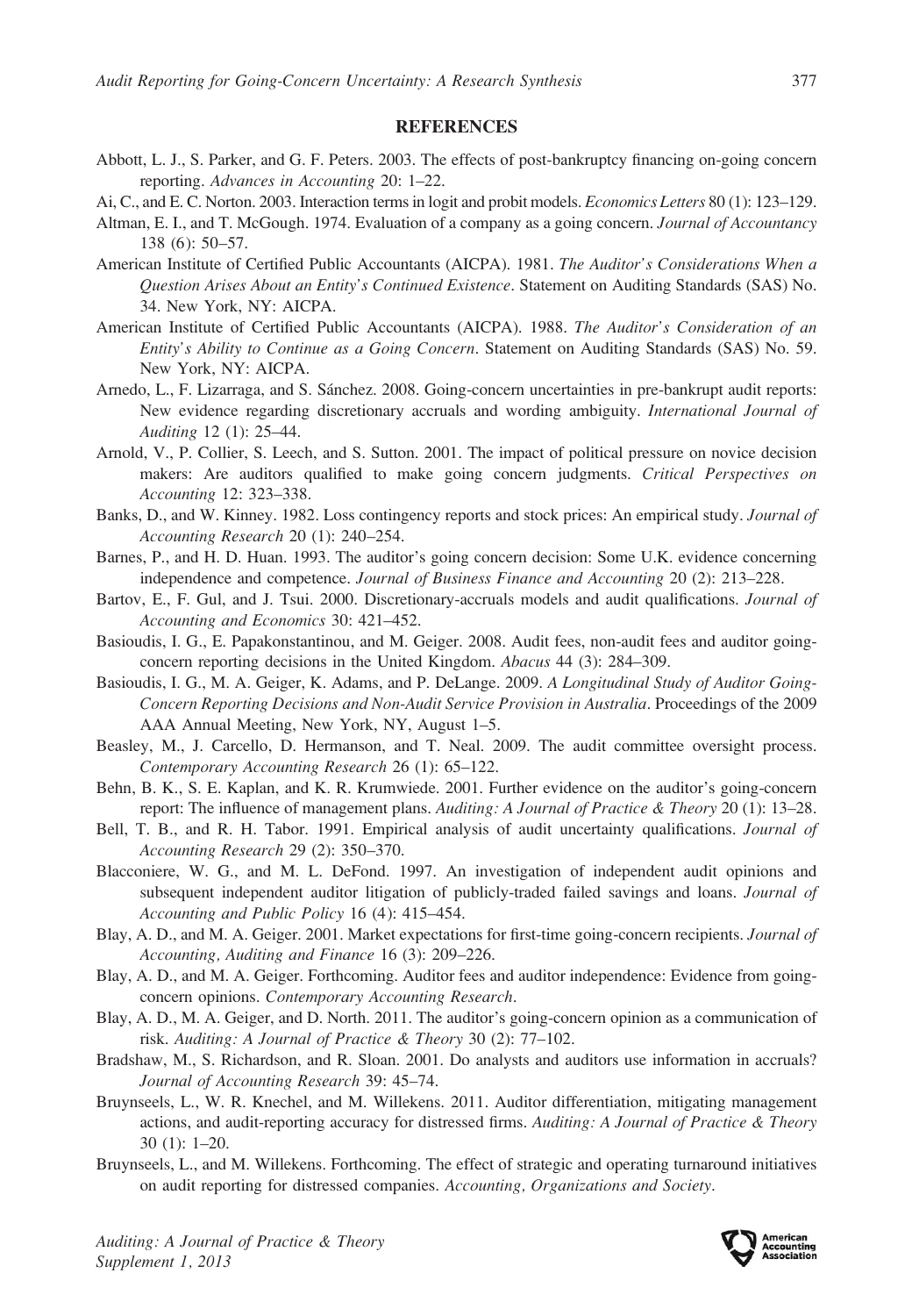## REFERENCES

Abbott, L. J., S. Parker, and G. F. Peters. 2003. The effects of post-bankruptcy financing on-going concern reporting. *Advances in Accounting* 20: 1–22.

Ai, C., and E. C. Norton. 2003. Interaction terms in logit and probit models. *Economics Letters* 80 (1): 123–129.

Altman, E. I., and T. McGough. 1974. Evaluation of a company as a going concern. *Journal of Accountancy* 138 (6): 50–57.

American Institute of Certified Public Accountants (AICPA). 1981. *The Auditor's Considerations When a Question Arises About an Entity's Continued Existence*. Statement on Auditing Standards (SAS) No. 34. New York, NY: AICPA.

American Institute of Certified Public Accountants (AICPA). 1988. *The Auditor's Consideration of an Entity's Ability to Continue as a Going Concern*. Statement on Auditing Standards (SAS) No. 59. New York, NY: AICPA.

Arnedo, L., F. Lizarraga, and S. Sánchez. 2008. Going-concern uncertainties in pre-bankrupt audit reports: New evidence regarding discretionary accruals and wording ambiguity. *International Journal of Auditing* 12 (1): 25–44.

Arnold, V., P. Collier, S. Leech, and S. Sutton. 2001. The impact of political pressure on novice decision makers: Are auditors qualified to make going concern judgments. *Critical Perspectives on Accounting* 12: 323–338.

Banks, D., and W. Kinney. 1982. Loss contingency reports and stock prices: An empirical study. *Journal of Accounting Research* 20 (1): 240–254.

Barnes, P., and H. D. Huan. 1993. The auditor's going concern decision: Some U.K. evidence concerning independence and competence. *Journal of Business Finance and Accounting* 20 (2): 213–228.

Bartov, E., F. Gul, and J. Tsui. 2000. Discretionary-accruals models and audit qualifications. *Journal of Accounting and Economics* 30: 421–452.

Basioudis, I. G., E. Papakonstantinou, and M. Geiger. 2008. Audit fees, non-audit fees and auditor going-concern reporting decisions in the United Kingdom. *Abacus* 44 (3): 284–309.

Basioudis, I. G., M. A. Geiger, K. Adams, and P. DeLange. 2009. *A Longitudinal Study of Auditor Going-Concern Reporting Decisions and Non-Audit Service Provision in Australia*. Proceedings of the 2009 AAA Annual Meeting, New York, NY, August 1–5.

Beasley, M., J. Carcello, D. Hermanson, and T. Neal. 2009. The audit committee oversight process. *Contemporary Accounting Research* 26 (1): 65–122.

Behn, B. K., S. E. Kaplan, and K. R. Krumwiede. 2001. Further evidence on the auditor's going-concern report: The influence of management plans. *Auditing: A Journal of Practice & Theory* 20 (1): 13–28.

Bell, T. B., and R. H. Tabor. 1991. Empirical analysis of audit uncertainty qualifications. *Journal of Accounting Research* 29 (2): 350–370.

Blacconiere, W. G., and M. L. DeFond. 1997. An investigation of independent audit opinions and subsequent independent auditor litigation of publicly-traded failed savings and loans. *Journal of Accounting and Public Policy* 16 (4): 415–454.

Blay, A. D., and M. A. Geiger. 2001. Market expectations for first-time going-concern recipients. *Journal of Accounting, Auditing and Finance* 16 (3): 209–226.

Blay, A. D., and M. A. Geiger. Forthcoming. Auditor fees and auditor independence: Evidence from going-concern opinions. *Contemporary Accounting Research*.

Blay, A. D., M. A. Geiger, and D. North. 2011. The auditor's going-concern opinion as a communication of risk. *Auditing: A Journal of Practice & Theory* 30 (2): 77–102.

Bradshaw, M., S. Richardson, and R. Sloan. 2001. Do analysts and auditors use information in accruals? *Journal of Accounting Research* 39: 45–74.

Bruynseels, L., W. R. Knechel, and M. Willekens. 2011. Auditor differentiation, mitigating management actions, and audit-reporting accuracy for distressed firms. *Auditing: A Journal of Practice & Theory* 30 (1): 1–20.

Bruynseels, L., and M. Willekens. Forthcoming. The effect of strategic and operating turnaround initiatives on audit reporting for distressed companies. *Accounting, Organizations and Society*.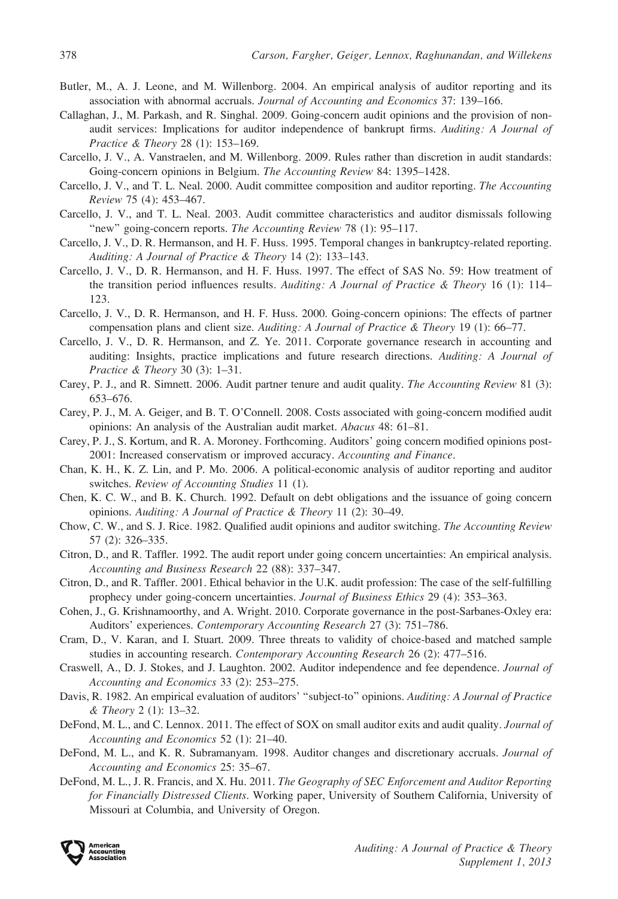Butler, M., A. J. Leone, and M. Willenborg. 2004. An empirical analysis of auditor reporting and its association with abnormal accruals. *Journal of Accounting and Economics* 37: 139–166.

Callaghan, J., M. Parkash, and R. Singhal. 2009. Going-concern audit opinions and the provision of non-audit services: Implications for auditor independence of bankrupt firms. *Auditing: A Journal of Practice & Theory* 28 (1): 153–169.

Carcello, J. V., A. Vanstraelen, and M. Willenborg. 2009. Rules rather than discretion in audit standards: Going-concern opinions in Belgium. *The Accounting Review* 84: 1395–1428.

Carcello, J. V., and T. L. Neal. 2000. Audit committee composition and auditor reporting. *The Accounting Review* 75 (4): 453–467.

Carcello, J. V., and T. L. Neal. 2003. Audit committee characteristics and auditor dismissals following "new" going-concern reports. *The Accounting Review* 78 (1): 95–117.

Carcello, J. V., D. R. Hermanson, and H. F. Huss. 1995. Temporal changes in bankruptcy-related reporting. *Auditing: A Journal of Practice & Theory* 14 (2): 133–143.

Carcello, J. V., D. R. Hermanson, and H. F. Huss. 1997. The effect of SAS No. 59: How treatment of the transition period influences results. *Auditing: A Journal of Practice & Theory* 16 (1): 114–123.

Carcello, J. V., D. R. Hermanson, and H. F. Huss. 2000. Going-concern opinions: The effects of partner compensation plans and client size. *Auditing: A Journal of Practice & Theory* 19 (1): 66–77.

Carcello, J. V., D. R. Hermanson, and Z. Ye. 2011. Corporate governance research in accounting and auditing: Insights, practice implications and future research directions. *Auditing: A Journal of Practice & Theory* 30 (3): 1–31.

Carey, P. J., and R. Simnett. 2006. Audit partner tenure and audit quality. *The Accounting Review* 81 (3): 653–676.

Carey, P. J., M. A. Geiger, and B. T. O'Connell. 2008. Costs associated with going-concern modified audit opinions: An analysis of the Australian audit market. *Abacus* 48: 61–81.

Carey, P. J., S. Kortum, and R. A. Moroney. Forthcoming. Auditors' going concern modified opinions post-2001: Increased conservatism or improved accuracy. *Accounting and Finance*.

Chan, K. H., K. Z. Lin, and P. Mo. 2006. A political-economic analysis of auditor reporting and auditor switches. *Review of Accounting Studies* 11 (1).

Chen, K. C. W., and B. K. Church. 1992. Default on debt obligations and the issuance of going concern opinions. *Auditing: A Journal of Practice & Theory* 11 (2): 30–49.

Chow, C. W., and S. J. Rice. 1982. Qualified audit opinions and auditor switching. *The Accounting Review* 57 (2): 326–335.

Citron, D., and R. Taffler. 1992. The audit report under going concern uncertainties: An empirical analysis. *Accounting and Business Research* 22 (88): 337–347.

Citron, D., and R. Taffler. 2001. Ethical behavior in the U.K. audit profession: The case of the self-fulfilling prophecy under going-concern uncertainties. *Journal of Business Ethics* 29 (4): 353–363.

Cohen, J., G. Krishnamoorthy, and A. Wright. 2010. Corporate governance in the post-Sarbanes-Oxley era: Auditors' experiences. *Contemporary Accounting Research* 27 (3): 751–786.

Cram, D., V. Karan, and I. Stuart. 2009. Three threats to validity of choice-based and matched sample studies in accounting research. *Contemporary Accounting Research* 26 (2): 477–516.

Craswell, A., D. J. Stokes, and J. Laughton. 2002. Auditor independence and fee dependence. *Journal of Accounting and Economics* 33 (2): 253–275.

Davis, R. 1982. An empirical evaluation of auditors' "subject-to" opinions. *Auditing: A Journal of Practice & Theory* 2 (1): 13–32.

DeFond, M. L., and C. Lennox. 2011. The effect of SOX on small auditor exits and audit quality. *Journal of Accounting and Economics* 52 (1): 21–40.

DeFond, M. L., and K. R. Subramanyam. 1998. Auditor changes and discretionary accruals. *Journal of Accounting and Economics* 25: 35–67.

DeFond, M. L., J. R. Francis, and X. Hu. 2011. *The Geography of SEC Enforcement and Auditor Reporting for Financially Distressed Clients*. Working paper, University of Southern California, University of Missouri at Columbia, and University of Oregon.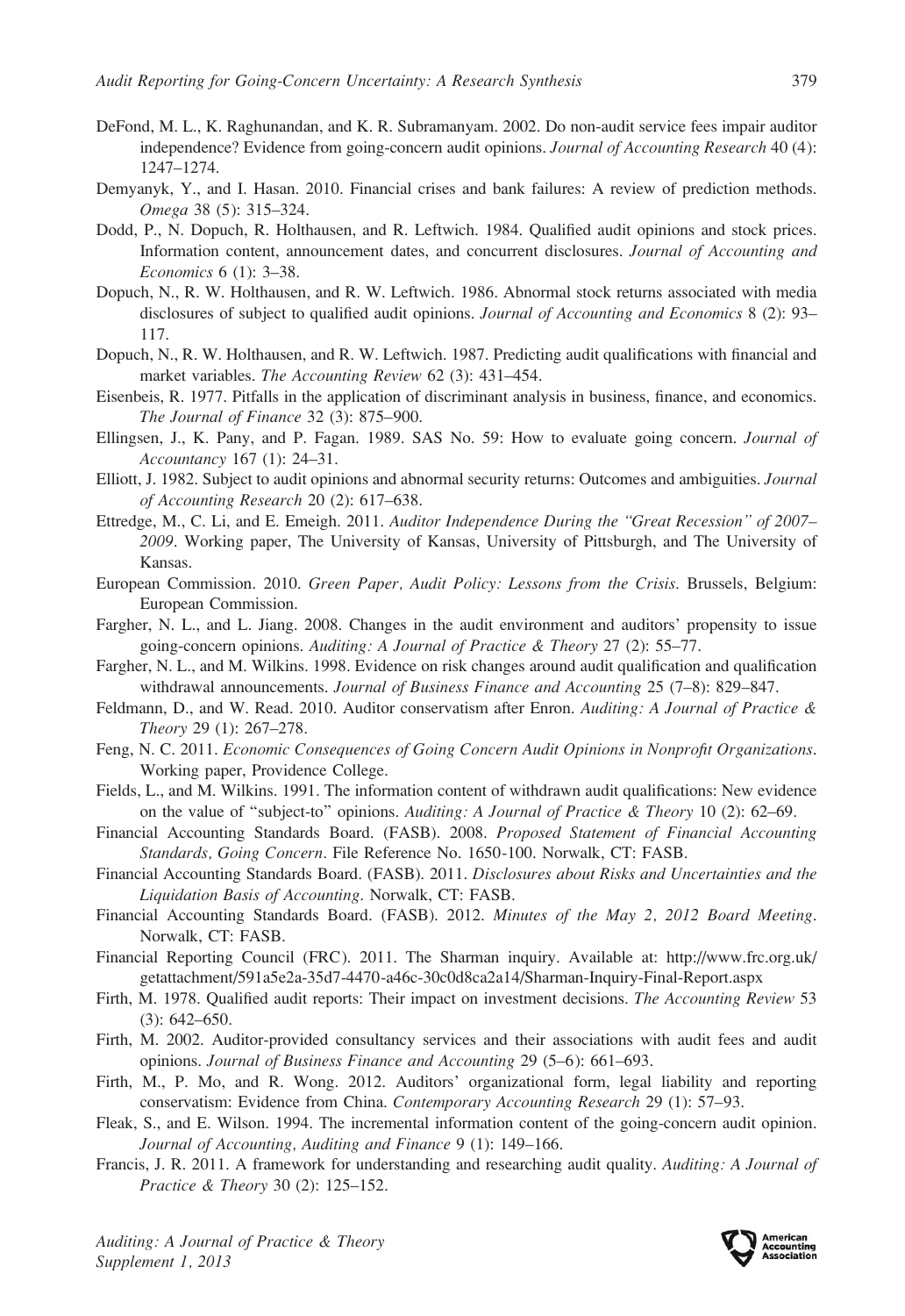DeFond, M. L., K. Raghunandan, and K. R. Subramanyam. 2002. Do non-audit service fees impair auditor independence? Evidence from going-concern audit opinions. *Journal of Accounting Research* 40 (4): 1247–1274.

Demyanyk, Y., and I. Hasan. 2010. Financial crises and bank failures: A review of prediction methods. *Omega* 38 (5): 315–324.

Dodd, P., N. Dopuch, R. Holthausen, and R. Leftwich. 1984. Qualified audit opinions and stock prices. Information content, announcement dates, and concurrent disclosures. *Journal of Accounting and Economics* 6 (1): 3–38.

Dopuch, N., R. W. Holthausen, and R. W. Leftwich. 1986. Abnormal stock returns associated with media disclosures of subject to qualified audit opinions. *Journal of Accounting and Economics* 8 (2): 93–117.

Dopuch, N., R. W. Holthausen, and R. W. Leftwich. 1987. Predicting audit qualifications with financial and market variables. *The Accounting Review* 62 (3): 431–454.

Eisenbeis, R. 1977. Pitfalls in the application of discriminant analysis in business, finance, and economics. *The Journal of Finance* 32 (3): 875–900.

Ellingsen, J., K. Pany, and P. Fagan. 1989. SAS No. 59: How to evaluate going concern. *Journal of Accountancy* 167 (1): 24–31.

Elliott, J. 1982. Subject to audit opinions and abnormal security returns: Outcomes and ambiguities. *Journal of Accounting Research* 20 (2): 617–638.

Ettredge, M., C. Li, and E. Emeigh. 2011. *Auditor Independence During the "Great Recession" of 2007–2009*. Working paper, The University of Kansas, University of Pittsburgh, and The University of Kansas.

European Commission. 2010. *Green Paper, Audit Policy: Lessons from the Crisis*. Brussels, Belgium: European Commission.

Fargher, N. L., and L. Jiang. 2008. Changes in the audit environment and auditors' propensity to issue going-concern opinions. *Auditing: A Journal of Practice & Theory* 27 (2): 55–77.

Fargher, N. L., and M. Wilkins. 1998. Evidence on risk changes around audit qualification and qualification withdrawal announcements. *Journal of Business Finance and Accounting* 25 (7–8): 829–847.

Feldmann, D., and W. Read. 2010. Auditor conservatism after Enron. *Auditing: A Journal of Practice & Theory* 29 (1): 267–278.

Feng, N. C. 2011. *Economic Consequences of Going Concern Audit Opinions in Nonprofit Organizations*. Working paper, Providence College.

Fields, L., and M. Wilkins. 1991. The information content of withdrawn audit qualifications: New evidence on the value of "subject-to" opinions. *Auditing: A Journal of Practice & Theory* 10 (2): 62–69.

Financial Accounting Standards Board. (FASB). 2008. *Proposed Statement of Financial Accounting Standards, Going Concern*. File Reference No. 1650-100. Norwalk, CT: FASB.

Financial Accounting Standards Board. (FASB). 2011. *Disclosures about Risks and Uncertainties and the Liquidation Basis of Accounting*. Norwalk, CT: FASB.

Financial Accounting Standards Board. (FASB). 2012. *Minutes of the May 2, 2012 Board Meeting*. Norwalk, CT: FASB.

Financial Reporting Council (FRC). 2011. The Sharman inquiry. Available at: http://www.frc.org.uk/getattachment/591a5e2a-35d7-4470-a46c-30c0d8ca2a14/Sharman-Inquiry-Final-Report.aspx

Firth, M. 1978. Qualified audit reports: Their impact on investment decisions. *The Accounting Review* 53 (3): 642–650.

Firth, M. 2002. Auditor-provided consultancy services and their associations with audit fees and audit opinions. *Journal of Business Finance and Accounting* 29 (5–6): 661–693.

Firth, M., P. Mo, and R. Wong. 2012. Auditors' organizational form, legal liability and reporting conservatism: Evidence from China. *Contemporary Accounting Research* 29 (1): 57–93.

Fleak, S., and E. Wilson. 1994. The incremental information content of the going-concern audit opinion. *Journal of Accounting, Auditing and Finance* 9 (1): 149–166.

Francis, J. R. 2011. A framework for understanding and researching audit quality. *Auditing: A Journal of Practice & Theory* 30 (2): 125–152.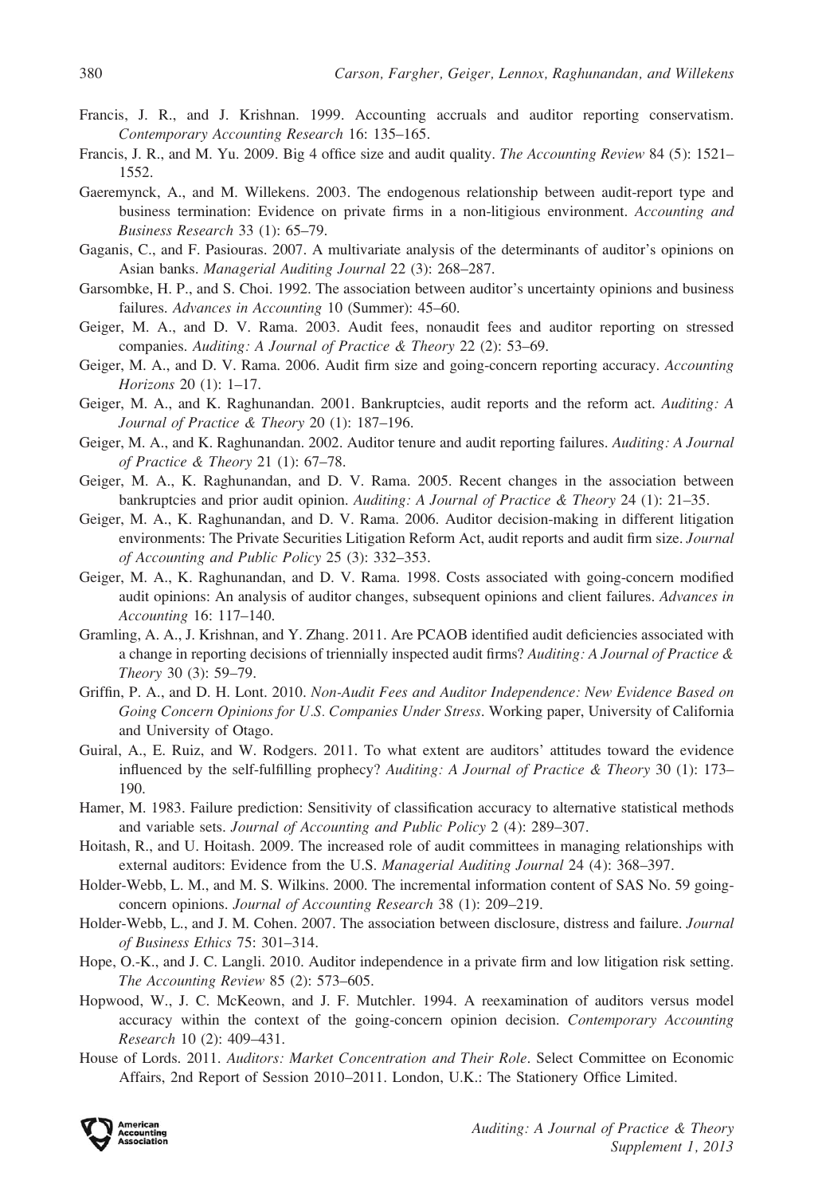Francis, J. R., and J. Krishnan. 1999. Accounting accruals and auditor reporting conservatism. *Contemporary Accounting Research* 16: 135–165.

Francis, J. R., and M. Yu. 2009. Big 4 office size and audit quality. *The Accounting Review* 84 (5): 1521–1552.

Gaeremynck, A., and M. Willekens. 2003. The endogenous relationship between audit-report type and business termination: Evidence on private firms in a non-litigious environment. *Accounting and Business Research* 33 (1): 65–79.

Gaganis, C., and F. Pasiouras. 2007. A multivariate analysis of the determinants of auditor's opinions on Asian banks. *Managerial Auditing Journal* 22 (3): 268–287.

Garsombke, H. P., and S. Choi. 1992. The association between auditor's uncertainty opinions and business failures. *Advances in Accounting* 10 (Summer): 45–60.

Geiger, M. A., and D. V. Rama. 2003. Audit fees, nonaudit fees and auditor reporting on stressed companies. *Auditing: A Journal of Practice & Theory* 22 (2): 53–69.

Geiger, M. A., and D. V. Rama. 2006. Audit firm size and going-concern reporting accuracy. *Accounting Horizons* 20 (1): 1–17.

Geiger, M. A., and K. Raghunandan. 2001. Bankruptcies, audit reports and the reform act. *Auditing: A Journal of Practice & Theory* 20 (1): 187–196.

Geiger, M. A., and K. Raghunandan. 2002. Auditor tenure and audit reporting failures. *Auditing: A Journal of Practice & Theory* 21 (1): 67–78.

Geiger, M. A., K. Raghunandan, and D. V. Rama. 2005. Recent changes in the association between bankruptcies and prior audit opinion. *Auditing: A Journal of Practice & Theory* 24 (1): 21–35.

Geiger, M. A., K. Raghunandan, and D. V. Rama. 2006. Auditor decision-making in different litigation environments: The Private Securities Litigation Reform Act, audit reports and audit firm size. *Journal of Accounting and Public Policy* 25 (3): 332–353.

Geiger, M. A., K. Raghunandan, and D. V. Rama. 1998. Costs associated with going-concern modified audit opinions: An analysis of auditor changes, subsequent opinions and client failures. *Advances in Accounting* 16: 117–140.

Gramling, A. A., J. Krishnan, and Y. Zhang. 2011. Are PCAOB identified audit deficiencies associated with a change in reporting decisions of triennially inspected audit firms? *Auditing: A Journal of Practice & Theory* 30 (3): 59–79.

Griffin, P. A., and D. H. Lont. 2010. *Non-Audit Fees and Auditor Independence: New Evidence Based on Going Concern Opinions for U.S. Companies Under Stress*. Working paper, University of California and University of Otago.

Guiral, A., E. Ruiz, and W. Rodgers. 2011. To what extent are auditors' attitudes toward the evidence influenced by the self-fulfilling prophecy? *Auditing: A Journal of Practice & Theory* 30 (1): 173–190.

Hamer, M. 1983. Failure prediction: Sensitivity of classification accuracy to alternative statistical methods and variable sets. *Journal of Accounting and Public Policy* 2 (4): 289–307.

Hoitash, R., and U. Hoitash. 2009. The increased role of audit committees in managing relationships with external auditors: Evidence from the U.S. *Managerial Auditing Journal* 24 (4): 368–397.

Holder-Webb, L. M., and M. S. Wilkins. 2000. The incremental information content of SAS No. 59 going-concern opinions. *Journal of Accounting Research* 38 (1): 209–219.

Holder-Webb, L., and J. M. Cohen. 2007. The association between disclosure, distress and failure. *Journal of Business Ethics* 75: 301–314.

Hope, O.-K., and J. C. Langli. 2010. Auditor independence in a private firm and low litigation risk setting. *The Accounting Review* 85 (2): 573–605.

Hopwood, W., J. C. McKeown, and J. F. Mutchler. 1994. A reexamination of auditors versus model accuracy within the context of the going-concern opinion decision. *Contemporary Accounting Research* 10 (2): 409–431.

House of Lords. 2011. *Auditors: Market Concentration and Their Role*. Select Committee on Economic Affairs, 2nd Report of Session 2010–2011. London, U.K.: The Stationery Office Limited.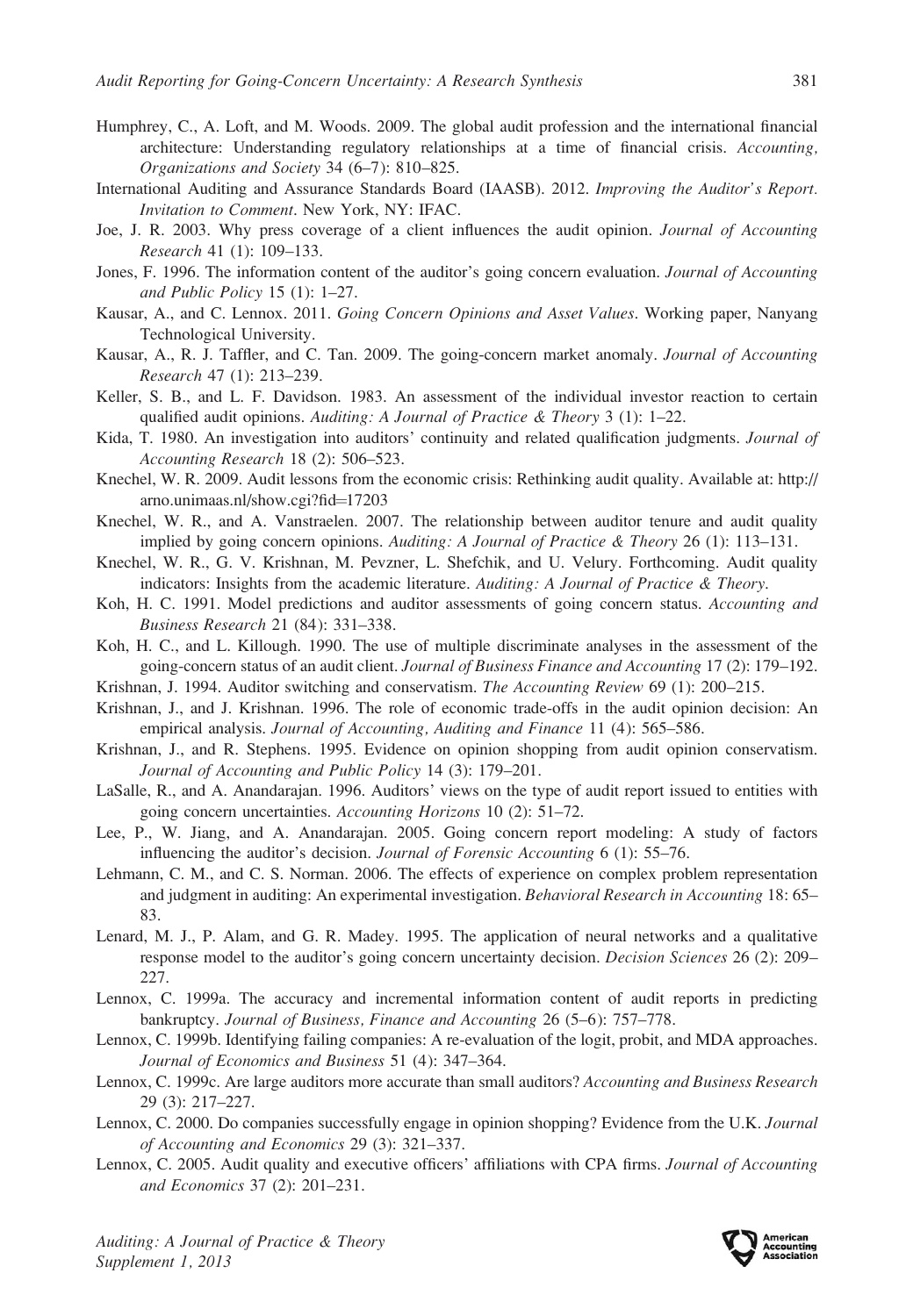Humphrey, C., A. Loft, and M. Woods. 2009. The global audit profession and the international financial architecture: Understanding regulatory relationships at a time of financial crisis. *Accounting, Organizations and Society* 34 (6–7): 810–825.

International Auditing and Assurance Standards Board (IAASB). 2012. *Improving the Auditor's Report. Invitation to Comment*. New York, NY: IFAC.

Joe, J. R. 2003. Why press coverage of a client influences the audit opinion. *Journal of Accounting Research* 41 (1): 109–133.

Jones, F. 1996. The information content of the auditor's going concern evaluation. *Journal of Accounting and Public Policy* 15 (1): 1–27.

Kausar, A., and C. Lennox. 2011. *Going Concern Opinions and Asset Values*. Working paper, Nanyang Technological University.

Kausar, A., R. J. Taffler, and C. Tan. 2009. The going-concern market anomaly. *Journal of Accounting Research* 47 (1): 213–239.

Keller, S. B., and L. F. Davidson. 1983. An assessment of the individual investor reaction to certain qualified audit opinions. *Auditing: A Journal of Practice & Theory* 3 (1): 1–22.

Kida, T. 1980. An investigation into auditors' continuity and related qualification judgments. *Journal of Accounting Research* 18 (2): 506–523.

Knechel, W. R. 2009. Audit lessons from the economic crisis: Rethinking audit quality. Available at: http://arno.unimaas.nl/show.cgi?fid=17203

Knechel, W. R., and A. Vanstraelen. 2007. The relationship between auditor tenure and audit quality implied by going concern opinions. *Auditing: A Journal of Practice & Theory* 26 (1): 113–131.

Knechel, W. R., G. V. Krishnan, M. Pevzner, L. Shefchik, and U. Velury. Forthcoming. Audit quality indicators: Insights from the academic literature. *Auditing: A Journal of Practice & Theory*.

Koh, H. C. 1991. Model predictions and auditor assessments of going concern status. *Accounting and Business Research* 21 (84): 331–338.

Koh, H. C., and L. Killough. 1990. The use of multiple discriminate analyses in the assessment of the going-concern status of an audit client. *Journal of Business Finance and Accounting* 17 (2): 179–192.

Krishnan, J. 1994. Auditor switching and conservatism. *The Accounting Review* 69 (1): 200–215.

Krishnan, J., and J. Krishnan. 1996. The role of economic trade-offs in the audit opinion decision: An empirical analysis. *Journal of Accounting, Auditing and Finance* 11 (4): 565–586.

Krishnan, J., and R. Stephens. 1995. Evidence on opinion shopping from audit opinion conservatism. *Journal of Accounting and Public Policy* 14 (3): 179–201.

LaSalle, R., and A. Anandarajan. 1996. Auditors' views on the type of audit report issued to entities with going concern uncertainties. *Accounting Horizons* 10 (2): 51–72.

Lee, P., W. Jiang, and A. Anandarajan. 2005. Going concern report modeling: A study of factors influencing the auditor's decision. *Journal of Forensic Accounting* 6 (1): 55–76.

Lehmann, C. M., and C. S. Norman. 2006. The effects of experience on complex problem representation and judgment in auditing: An experimental investigation. *Behavioral Research in Accounting* 18: 65–83.

Lenard, M. J., P. Alam, and G. R. Madey. 1995. The application of neural networks and a qualitative response model to the auditor's going concern uncertainty decision. *Decision Sciences* 26 (2): 209–227.

Lennox, C. 1999a. The accuracy and incremental information content of audit reports in predicting bankruptcy. *Journal of Business, Finance and Accounting* 26 (5–6): 757–778.

Lennox, C. 1999b. Identifying failing companies: A re-evaluation of the logit, probit, and MDA approaches. *Journal of Economics and Business* 51 (4): 347–364.

Lennox, C. 1999c. Are large auditors more accurate than small auditors? *Accounting and Business Research* 29 (3): 217–227.

Lennox, C. 2000. Do companies successfully engage in opinion shopping? Evidence from the U.K. *Journal of Accounting and Economics* 29 (3): 321–337.

Lennox, C. 2005. Audit quality and executive officers' affiliations with CPA firms. *Journal of Accounting and Economics* 37 (2): 201–231.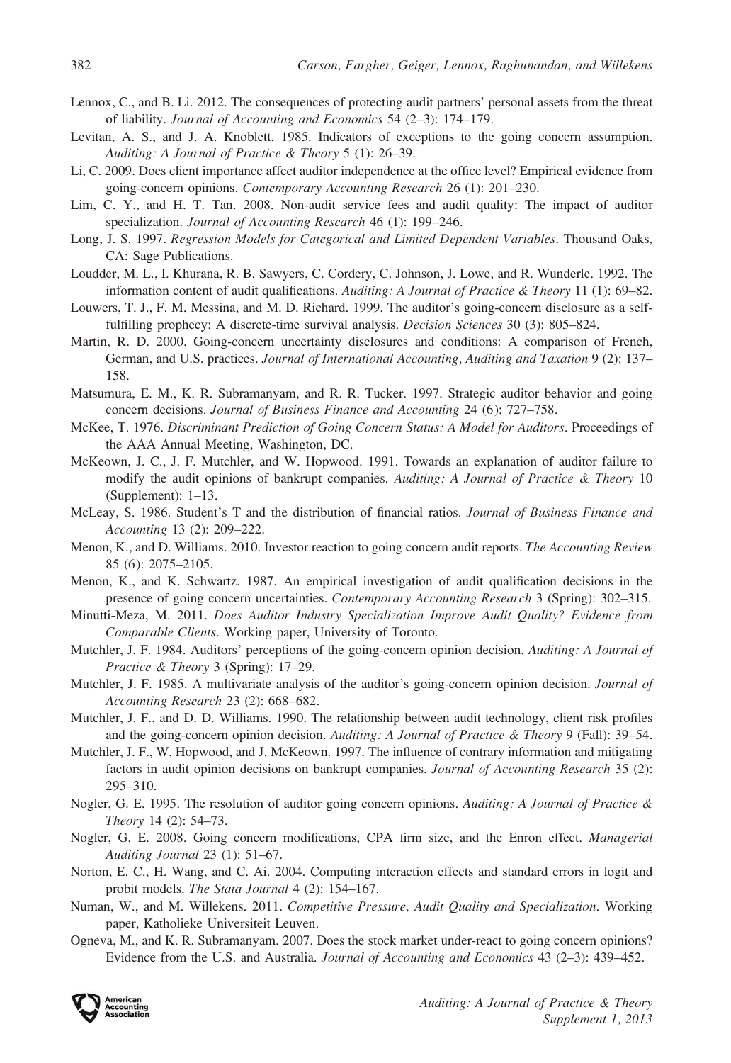Lennox, C., and B. Li. 2012. The consequences of protecting audit partners' personal assets from the threat of liability. *Journal of Accounting and Economics* 54 (2–3): 174–179.

Levitan, A. S., and J. A. Knoblett. 1985. Indicators of exceptions to the going concern assumption. *Auditing: A Journal of Practice & Theory* 5 (1): 26–39.

Li, C. 2009. Does client importance affect auditor independence at the office level? Empirical evidence from going-concern opinions. *Contemporary Accounting Research* 26 (1): 201–230.

Lim, C. Y., and H. T. Tan. 2008. Non-audit service fees and audit quality: The impact of auditor specialization. *Journal of Accounting Research* 46 (1): 199–246.

Long, J. S. 1997. *Regression Models for Categorical and Limited Dependent Variables*. Thousand Oaks, CA: Sage Publications.

Loudder, M. L., I. Khurana, R. B. Sawyers, C. Cordery, C. Johnson, J. Lowe, and R. Wunderle. 1992. The information content of audit qualifications. *Auditing: A Journal of Practice & Theory* 11 (1): 69–82.

Louwers, T. J., F. M. Messina, and M. D. Richard. 1999. The auditor's going-concern disclosure as a self-fulfilling prophecy: A discrete-time survival analysis. *Decision Sciences* 30 (3): 805–824.

Martin, R. D. 2000. Going-concern uncertainty disclosures and conditions: A comparison of French, German, and U.S. practices. *Journal of International Accounting, Auditing and Taxation* 9 (2): 137–158.

Matsumura, E. M., K. R. Subramanyam, and R. R. Tucker. 1997. Strategic auditor behavior and going concern decisions. *Journal of Business Finance and Accounting* 24 (6): 727–758.

McKee, T. 1976. *Discriminant Prediction of Going Concern Status: A Model for Auditors*. Proceedings of the AAA Annual Meeting, Washington, DC.

McKeown, J. C., J. F. Mutchler, and W. Hopwood. 1991. Towards an explanation of auditor failure to modify the audit opinions of bankrupt companies. *Auditing: A Journal of Practice & Theory* 10 (Supplement): 1–13.

McLeay, S. 1986. Student's T and the distribution of financial ratios. *Journal of Business Finance and Accounting* 13 (2): 209–222.

Menon, K., and D. Williams. 2010. Investor reaction to going concern audit reports. *The Accounting Review* 85 (6): 2075–2105.

Menon, K., and K. Schwartz. 1987. An empirical investigation of audit qualification decisions in the presence of going concern uncertainties. *Contemporary Accounting Research* 3 (Spring): 302–315.

Minutti-Meza, M. 2011. *Does Auditor Industry Specialization Improve Audit Quality? Evidence from Comparable Clients*. Working paper, University of Toronto.

Mutchler, J. F. 1984. Auditors' perceptions of the going-concern opinion decision. *Auditing: A Journal of Practice & Theory* 3 (Spring): 17–29.

Mutchler, J. F. 1985. A multivariate analysis of the auditor's going-concern opinion decision. *Journal of Accounting Research* 23 (2): 668–682.

Mutchler, J. F., and D. D. Williams. 1990. The relationship between audit technology, client risk profiles and the going-concern opinion decision. *Auditing: A Journal of Practice & Theory* 9 (Fall): 39–54.

Mutchler, J. F., W. Hopwood, and J. McKeown. 1997. The influence of contrary information and mitigating factors in audit opinion decisions on bankrupt companies. *Journal of Accounting Research* 35 (2): 295–310.

Nogler, G. E. 1995. The resolution of auditor going concern opinions. *Auditing: A Journal of Practice & Theory* 14 (2): 54–73.

Nogler, G. E. 2008. Going concern modifications, CPA firm size, and the Enron effect. *Managerial Auditing Journal* 23 (1): 51–67.

Norton, E. C., H. Wang, and C. Ai. 2004. Computing interaction effects and standard errors in logit and probit models. *The Stata Journal* 4 (2): 154–167.

Numan, W., and M. Willekens. 2011. *Competitive Pressure, Audit Quality and Specialization*. Working paper, Katholieke Universiteit Leuven.

Ogneva, M., and K. R. Subramanyam. 2007. Does the stock market under-react to going concern opinions? Evidence from the U.S. and Australia. *Journal of Accounting and Economics* 43 (2–3): 439–452.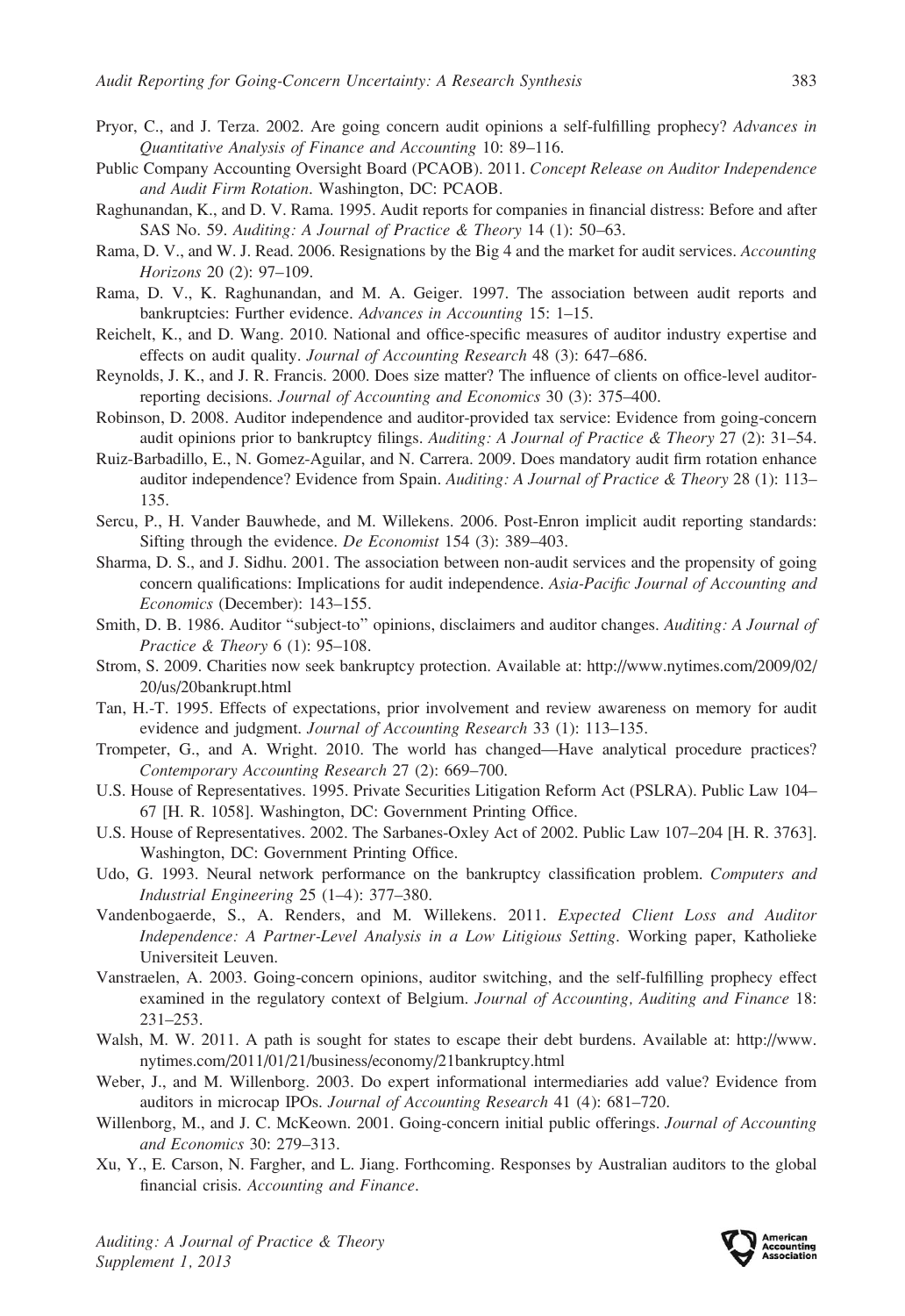Pryor, C., and J. Terza. 2002. Are going concern audit opinions a self-fulfilling prophecy? *Advances in Quantitative Analysis of Finance and Accounting* 10: 89–116.

Public Company Accounting Oversight Board (PCAOB). 2011. *Concept Release on Auditor Independence and Audit Firm Rotation*. Washington, DC: PCAOB.

Raghunandan, K., and D. V. Rama. 1995. Audit reports for companies in financial distress: Before and after SAS No. 59. *Auditing: A Journal of Practice & Theory* 14 (1): 50–63.

Rama, D. V., and W. J. Read. 2006. Resignations by the Big 4 and the market for audit services. *Accounting Horizons* 20 (2): 97–109.

Rama, D. V., K. Raghunandan, and M. A. Geiger. 1997. The association between audit reports and bankruptcies: Further evidence. *Advances in Accounting* 15: 1–15.

Reichelt, K., and D. Wang. 2010. National and office-specific measures of auditor industry expertise and effects on audit quality. *Journal of Accounting Research* 48 (3): 647–686.

Reynolds, J. K., and J. R. Francis. 2000. Does size matter? The influence of clients on office-level auditor-reporting decisions. *Journal of Accounting and Economics* 30 (3): 375–400.

Robinson, D. 2008. Auditor independence and auditor-provided tax service: Evidence from going-concern audit opinions prior to bankruptcy filings. *Auditing: A Journal of Practice & Theory* 27 (2): 31–54.

Ruiz-Barbadillo, E., N. Gomez-Aguilar, and N. Carrera. 2009. Does mandatory audit firm rotation enhance auditor independence? Evidence from Spain. *Auditing: A Journal of Practice & Theory* 28 (1): 113–135.

Sercu, P., H. Vander Bauwhede, and M. Willekens. 2006. Post-Enron implicit audit reporting standards: Sifting through the evidence. *De Economist* 154 (3): 389–403.

Sharma, D. S., and J. Sidhu. 2001. The association between non-audit services and the propensity of going concern qualifications: Implications for audit independence. *Asia-Pacific Journal of Accounting and Economics* (December): 143–155.

Smith, D. B. 1986. Auditor "subject-to" opinions, disclaimers and auditor changes. *Auditing: A Journal of Practice & Theory* 6 (1): 95–108.

Strom, S. 2009. Charities now seek bankruptcy protection. Available at: http://www.nytimes.com/2009/02/20/us/20bankrupt.html

Tan, H.-T. 1995. Effects of expectations, prior involvement and review awareness on memory for audit evidence and judgment. *Journal of Accounting Research* 33 (1): 113–135.

Trompeter, G., and A. Wright. 2010. The world has changed—Have analytical procedure practices? *Contemporary Accounting Research* 27 (2): 669–700.

U.S. House of Representatives. 1995. Private Securities Litigation Reform Act (PSLRA). Public Law 104–67 [H. R. 1058]. Washington, DC: Government Printing Office.

U.S. House of Representatives. 2002. The Sarbanes-Oxley Act of 2002. Public Law 107–204 [H. R. 3763]. Washington, DC: Government Printing Office.

Udo, G. 1993. Neural network performance on the bankruptcy classification problem. *Computers and Industrial Engineering* 25 (1–4): 377–380.

Vandenbogaerde, S., A. Renders, and M. Willekens. 2011. *Expected Client Loss and Auditor Independence: A Partner-Level Analysis in a Low Litigious Setting*. Working paper, Katholieke Universiteit Leuven.

Vanstraelen, A. 2003. Going-concern opinions, auditor switching, and the self-fulfilling prophecy effect examined in the regulatory context of Belgium. *Journal of Accounting, Auditing and Finance* 18: 231–253.

Walsh, M. W. 2011. A path is sought for states to escape their debt burdens. Available at: http://www.nytimes.com/2011/01/21/business/economy/21bankruptcy.html

Weber, J., and M. Willenborg. 2003. Do expert informational intermediaries add value? Evidence from auditors in microcap IPOs. *Journal of Accounting Research* 41 (4): 681–720.

Willenborg, M., and J. C. McKeown. 2001. Going-concern initial public offerings. *Journal of Accounting and Economics* 30: 279–313.

Xu, Y., E. Carson, N. Fargher, and L. Jiang. Forthcoming. Responses by Australian auditors to the global financial crisis. *Accounting and Finance*.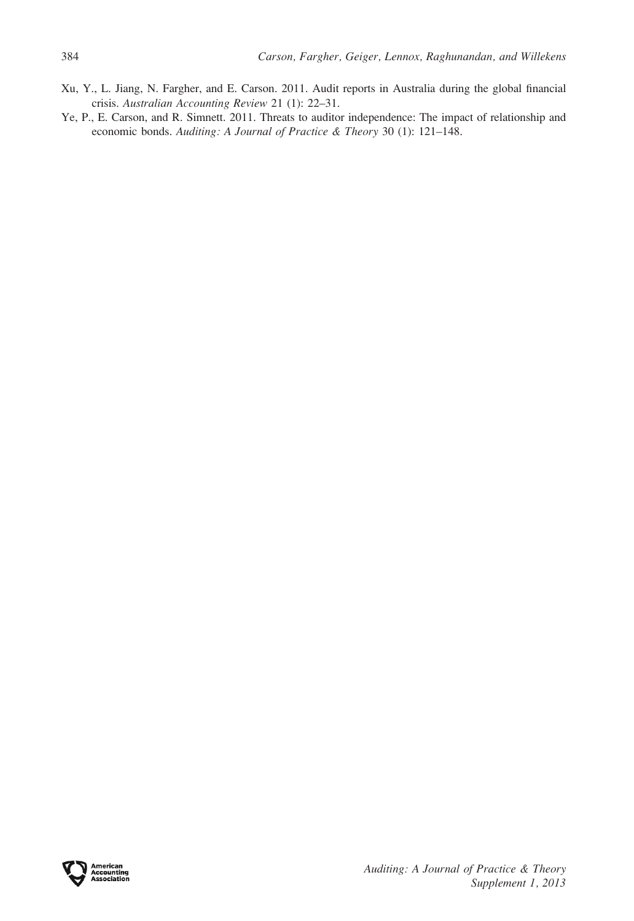Xu, Y., L. Jiang, N. Fargher, and E. Carson. 2011. Audit reports in Australia during the global financial crisis. *Australian Accounting Review* 21 (1): 22–31.

Ye, P., E. Carson, and R. Simnett. 2011. Threats to auditor independence: The impact of relationship and economic bonds. *Auditing: A Journal of Practice & Theory* 30 (1): 121–148.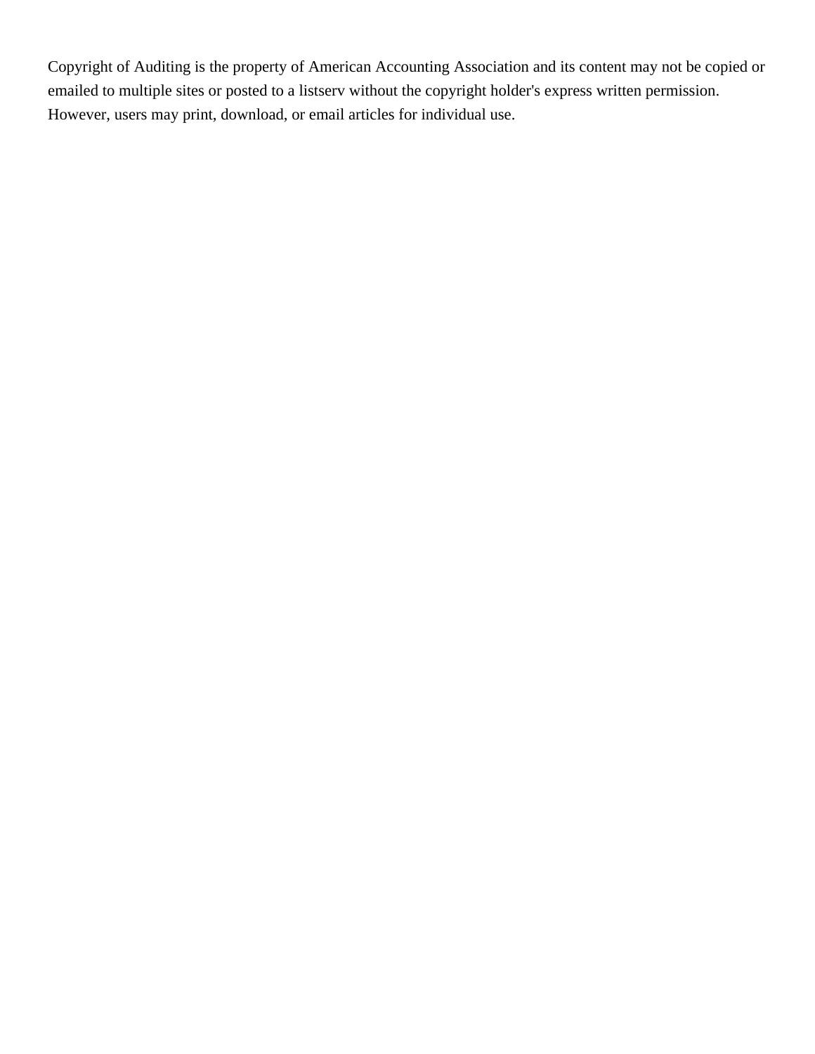Copyright of Auditing is the property of American Accounting Association and its content may not be copied or emailed to multiple sites or posted to a listserv without the copyright holder's express written permission. However, users may print, download, or email articles for individual use.